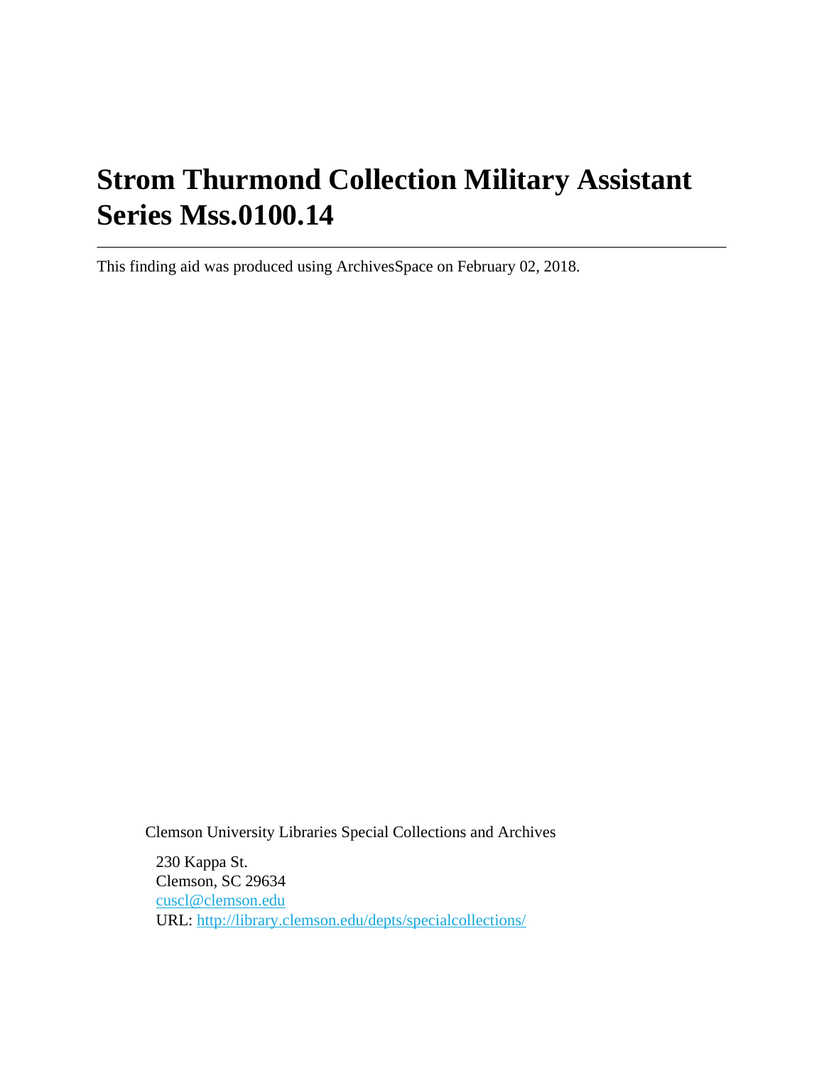# Strom Thurmond Collection Military Assistant Series Mss.0100.14

---

This finding aid was produced using ArchivesSpace on February 02, 2018.

Clemson University Libraries Special Collections and Archives

230 Kappa St.
Clemson, SC 29634
cuscl@clemson.edu
URL: http://library.clemson.edu/depts/specialcollections/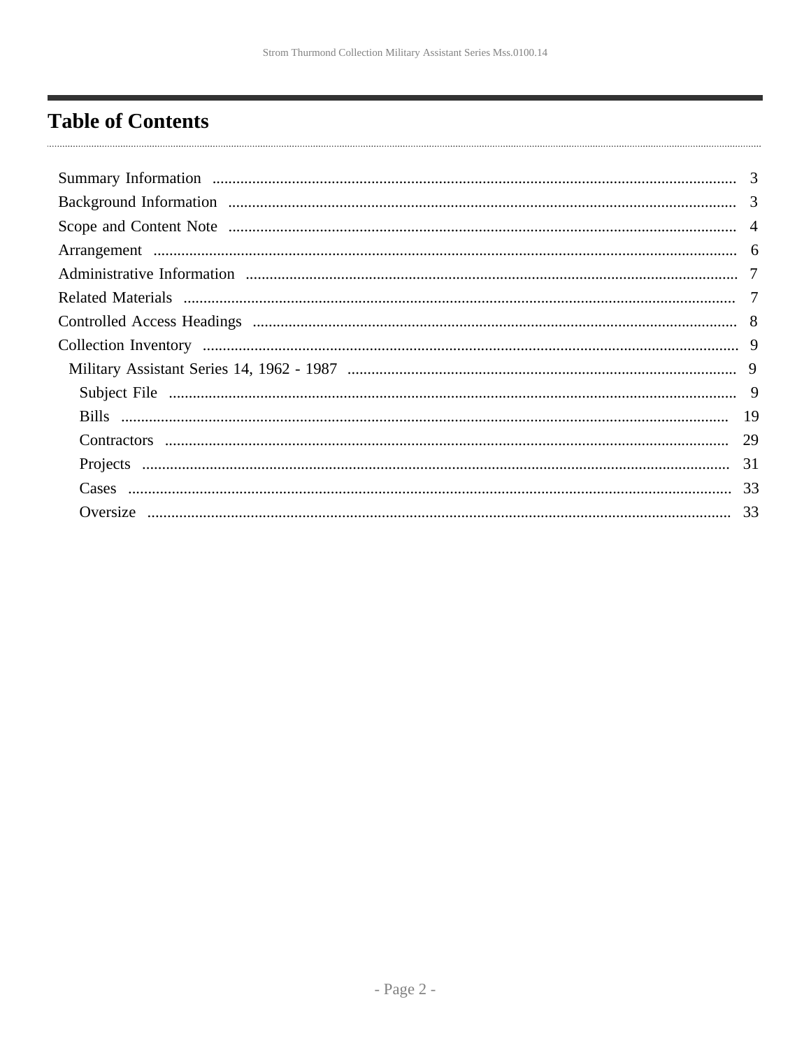# Table of Contents

- Summary Information ... 3
- Background Information ... 3
- Scope and Content Note ... 4
- Arrangement ... 6
- Administrative Information ... 7
- Related Materials ... 7
- Controlled Access Headings ... 8
- Collection Inventory ... 9
  - Military Assistant Series 14, 1962 - 1987 ... 9
    - Subject File ... 9
    - Bills ... 19
    - Contractors ... 29
    - Projects ... 31
    - Cases ... 33
    - Oversize ... 33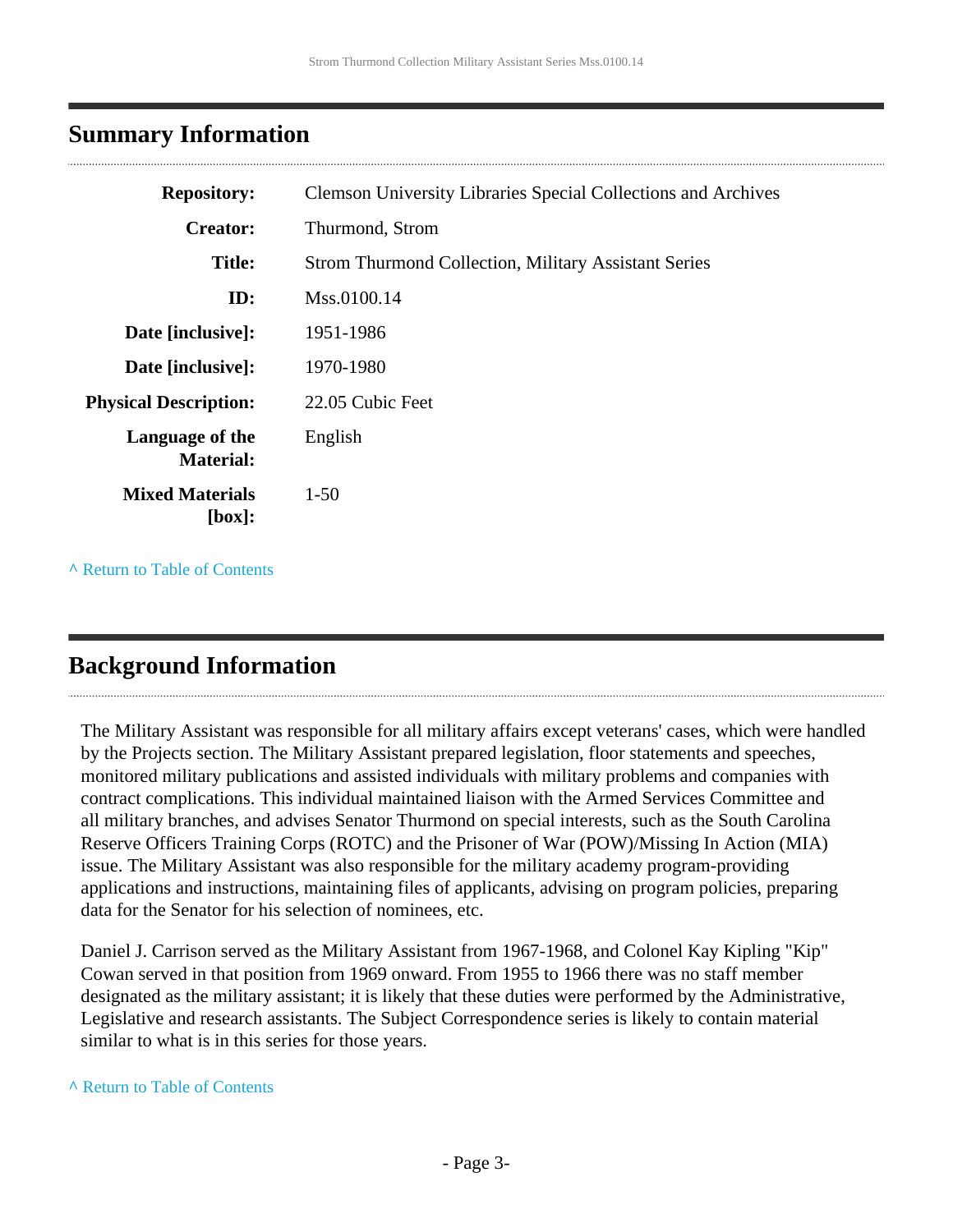## Summary Information

| | |
|---|---|
| **Repository:** | Clemson University Libraries Special Collections and Archives |
| **Creator:** | Thurmond, Strom |
| **Title:** | Strom Thurmond Collection, Military Assistant Series |
| **ID:** | Mss.0100.14 |
| **Date [inclusive]:** | 1951-1986 |
| **Date [inclusive]:** | 1970-1980 |
| **Physical Description:** | 22.05 Cubic Feet |
| **Language of the Material:** | English |
| **Mixed Materials [box]:** | 1-50 |

^ Return to Table of Contents

## Background Information

The Military Assistant was responsible for all military affairs except veterans' cases, which were handled by the Projects section. The Military Assistant prepared legislation, floor statements and speeches, monitored military publications and assisted individuals with military problems and companies with contract complications. This individual maintained liaison with the Armed Services Committee and all military branches, and advises Senator Thurmond on special interests, such as the South Carolina Reserve Officers Training Corps (ROTC) and the Prisoner of War (POW)/Missing In Action (MIA) issue. The Military Assistant was also responsible for the military academy program-providing applications and instructions, maintaining files of applicants, advising on program policies, preparing data for the Senator for his selection of nominees, etc.

Daniel J. Carrison served as the Military Assistant from 1967-1968, and Colonel Kay Kipling "Kip" Cowan served in that position from 1969 onward. From 1955 to 1966 there was no staff member designated as the military assistant; it is likely that these duties were performed by the Administrative, Legislative and research assistants. The Subject Correspondence series is likely to contain material similar to what is in this series for those years.

^ Return to Table of Contents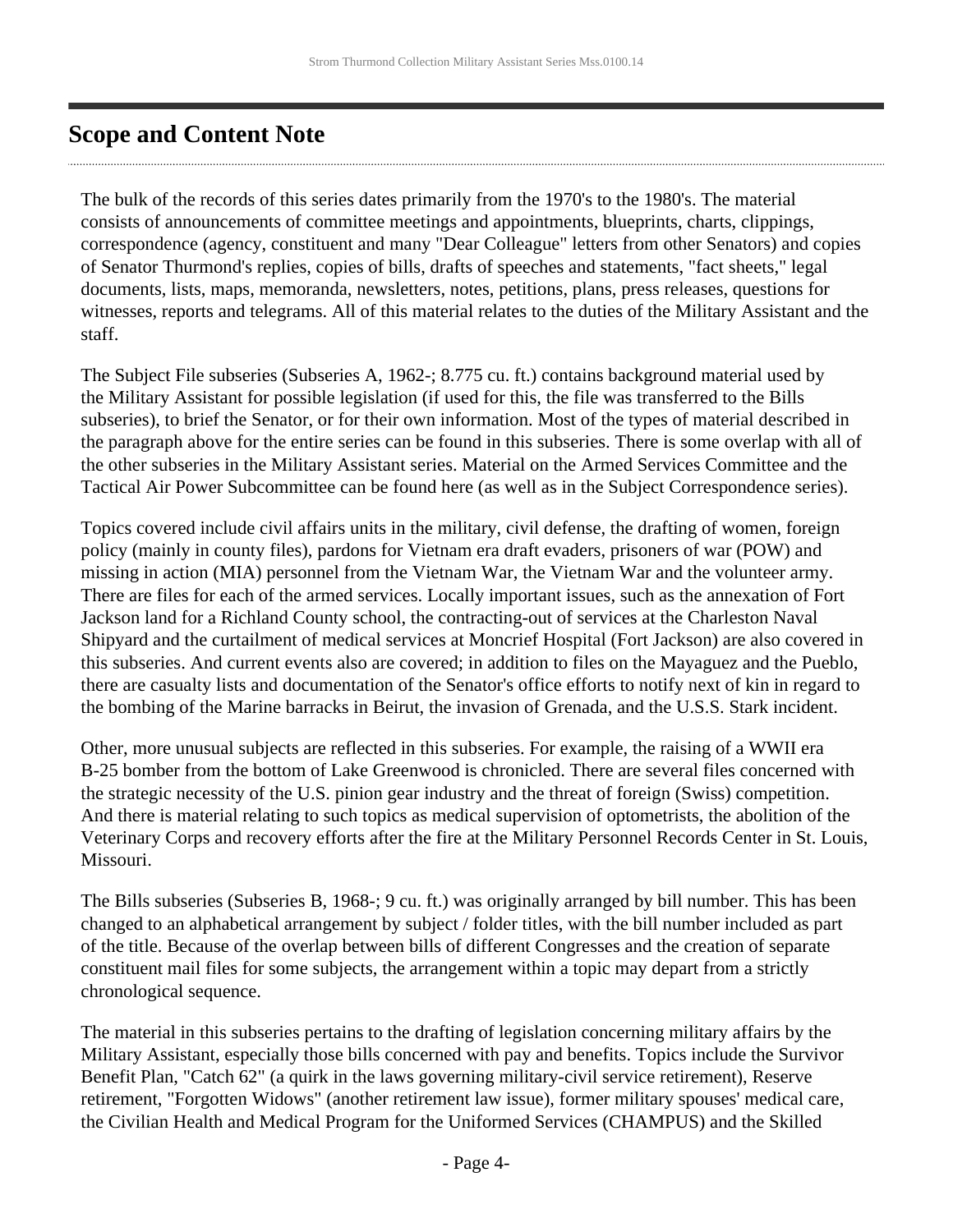## Scope and Content Note

The bulk of the records of this series dates primarily from the 1970's to the 1980's. The material consists of announcements of committee meetings and appointments, blueprints, charts, clippings, correspondence (agency, constituent and many "Dear Colleague" letters from other Senators) and copies of Senator Thurmond's replies, copies of bills, drafts of speeches and statements, "fact sheets," legal documents, lists, maps, memoranda, newsletters, notes, petitions, plans, press releases, questions for witnesses, reports and telegrams. All of this material relates to the duties of the Military Assistant and the staff.

The Subject File subseries (Subseries A, 1962-; 8.775 cu. ft.) contains background material used by the Military Assistant for possible legislation (if used for this, the file was transferred to the Bills subseries), to brief the Senator, or for their own information. Most of the types of material described in the paragraph above for the entire series can be found in this subseries. There is some overlap with all of the other subseries in the Military Assistant series. Material on the Armed Services Committee and the Tactical Air Power Subcommittee can be found here (as well as in the Subject Correspondence series).

Topics covered include civil affairs units in the military, civil defense, the drafting of women, foreign policy (mainly in county files), pardons for Vietnam era draft evaders, prisoners of war (POW) and missing in action (MIA) personnel from the Vietnam War, the Vietnam War and the volunteer army. There are files for each of the armed services. Locally important issues, such as the annexation of Fort Jackson land for a Richland County school, the contracting-out of services at the Charleston Naval Shipyard and the curtailment of medical services at Moncrief Hospital (Fort Jackson) are also covered in this subseries. And current events also are covered; in addition to files on the Mayaguez and the Pueblo, there are casualty lists and documentation of the Senator's office efforts to notify next of kin in regard to the bombing of the Marine barracks in Beirut, the invasion of Grenada, and the U.S.S. Stark incident.

Other, more unusual subjects are reflected in this subseries. For example, the raising of a WWII era B-25 bomber from the bottom of Lake Greenwood is chronicled. There are several files concerned with the strategic necessity of the U.S. pinion gear industry and the threat of foreign (Swiss) competition. And there is material relating to such topics as medical supervision of optometrists, the abolition of the Veterinary Corps and recovery efforts after the fire at the Military Personnel Records Center in St. Louis, Missouri.

The Bills subseries (Subseries B, 1968-; 9 cu. ft.) was originally arranged by bill number. This has been changed to an alphabetical arrangement by subject / folder titles, with the bill number included as part of the title. Because of the overlap between bills of different Congresses and the creation of separate constituent mail files for some subjects, the arrangement within a topic may depart from a strictly chronological sequence.

The material in this subseries pertains to the drafting of legislation concerning military affairs by the Military Assistant, especially those bills concerned with pay and benefits. Topics include the Survivor Benefit Plan, "Catch 62" (a quirk in the laws governing military-civil service retirement), Reserve retirement, "Forgotten Widows" (another retirement law issue), former military spouses' medical care, the Civilian Health and Medical Program for the Uniformed Services (CHAMPUS) and the Skilled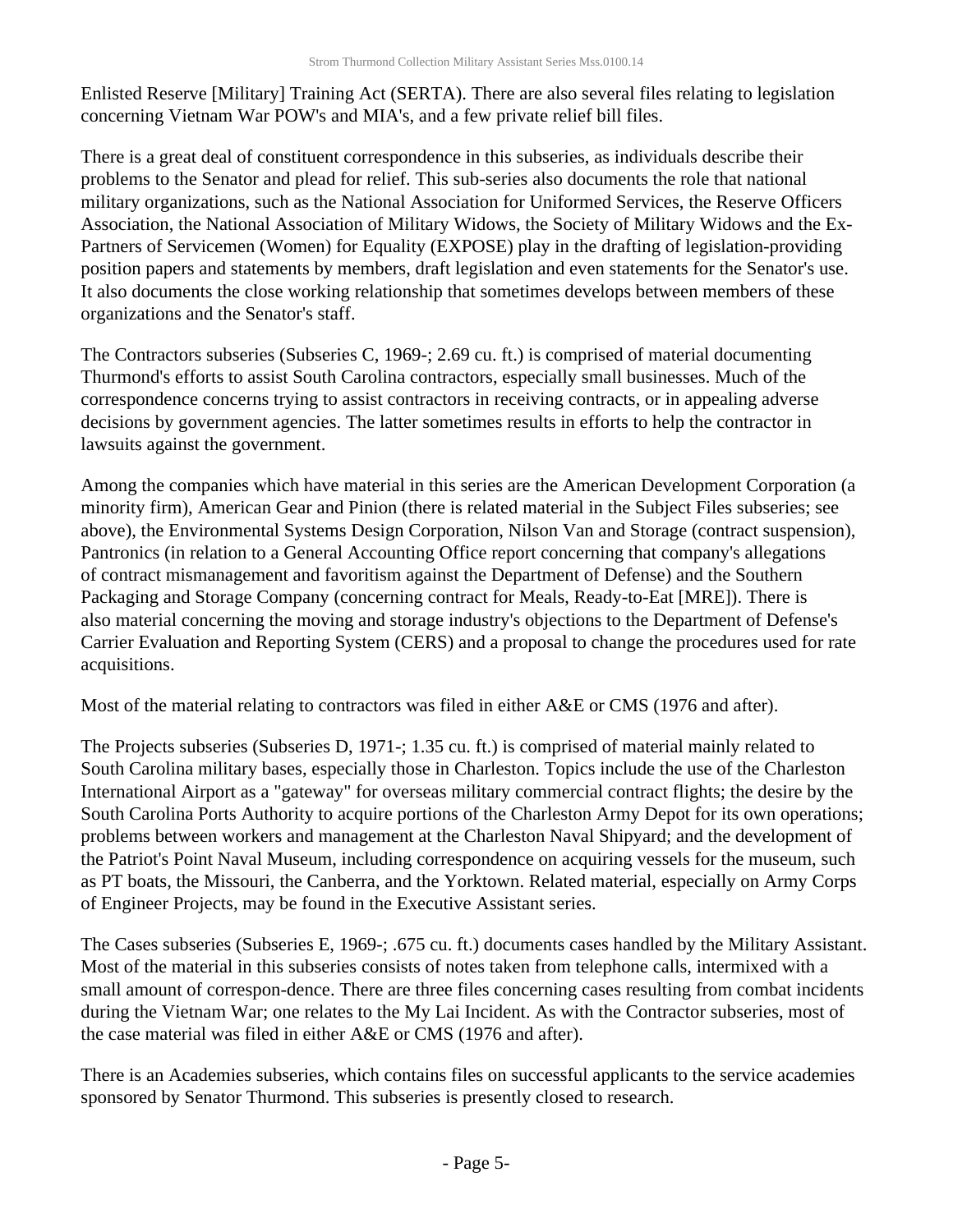Enlisted Reserve [Military] Training Act (SERTA). There are also several files relating to legislation concerning Vietnam War POW's and MIA's, and a few private relief bill files.

There is a great deal of constituent correspondence in this subseries, as individuals describe their problems to the Senator and plead for relief. This sub-series also documents the role that national military organizations, such as the National Association for Uniformed Services, the Reserve Officers Association, the National Association of Military Widows, the Society of Military Widows and the Ex-Partners of Servicemen (Women) for Equality (EXPOSE) play in the drafting of legislation-providing position papers and statements by members, draft legislation and even statements for the Senator's use. It also documents the close working relationship that sometimes develops between members of these organizations and the Senator's staff.

The Contractors subseries (Subseries C, 1969-; 2.69 cu. ft.) is comprised of material documenting Thurmond's efforts to assist South Carolina contractors, especially small businesses. Much of the correspondence concerns trying to assist contractors in receiving contracts, or in appealing adverse decisions by government agencies. The latter sometimes results in efforts to help the contractor in lawsuits against the government.

Among the companies which have material in this series are the American Development Corporation (a minority firm), American Gear and Pinion (there is related material in the Subject Files subseries; see above), the Environmental Systems Design Corporation, Nilson Van and Storage (contract suspension), Pantronics (in relation to a General Accounting Office report concerning that company's allegations of contract mismanagement and favoritism against the Department of Defense) and the Southern Packaging and Storage Company (concerning contract for Meals, Ready-to-Eat [MRE]). There is also material concerning the moving and storage industry's objections to the Department of Defense's Carrier Evaluation and Reporting System (CERS) and a proposal to change the procedures used for rate acquisitions.

Most of the material relating to contractors was filed in either A&E or CMS (1976 and after).

The Projects subseries (Subseries D, 1971-; 1.35 cu. ft.) is comprised of material mainly related to South Carolina military bases, especially those in Charleston. Topics include the use of the Charleston International Airport as a "gateway" for overseas military commercial contract flights; the desire by the South Carolina Ports Authority to acquire portions of the Charleston Army Depot for its own operations; problems between workers and management at the Charleston Naval Shipyard; and the development of the Patriot's Point Naval Museum, including correspondence on acquiring vessels for the museum, such as PT boats, the Missouri, the Canberra, and the Yorktown. Related material, especially on Army Corps of Engineer Projects, may be found in the Executive Assistant series.

The Cases subseries (Subseries E, 1969-; .675 cu. ft.) documents cases handled by the Military Assistant. Most of the material in this subseries consists of notes taken from telephone calls, intermixed with a small amount of correspon-dence. There are three files concerning cases resulting from combat incidents during the Vietnam War; one relates to the My Lai Incident. As with the Contractor subseries, most of the case material was filed in either A&E or CMS (1976 and after).

There is an Academies subseries, which contains files on successful applicants to the service academies sponsored by Senator Thurmond. This subseries is presently closed to research.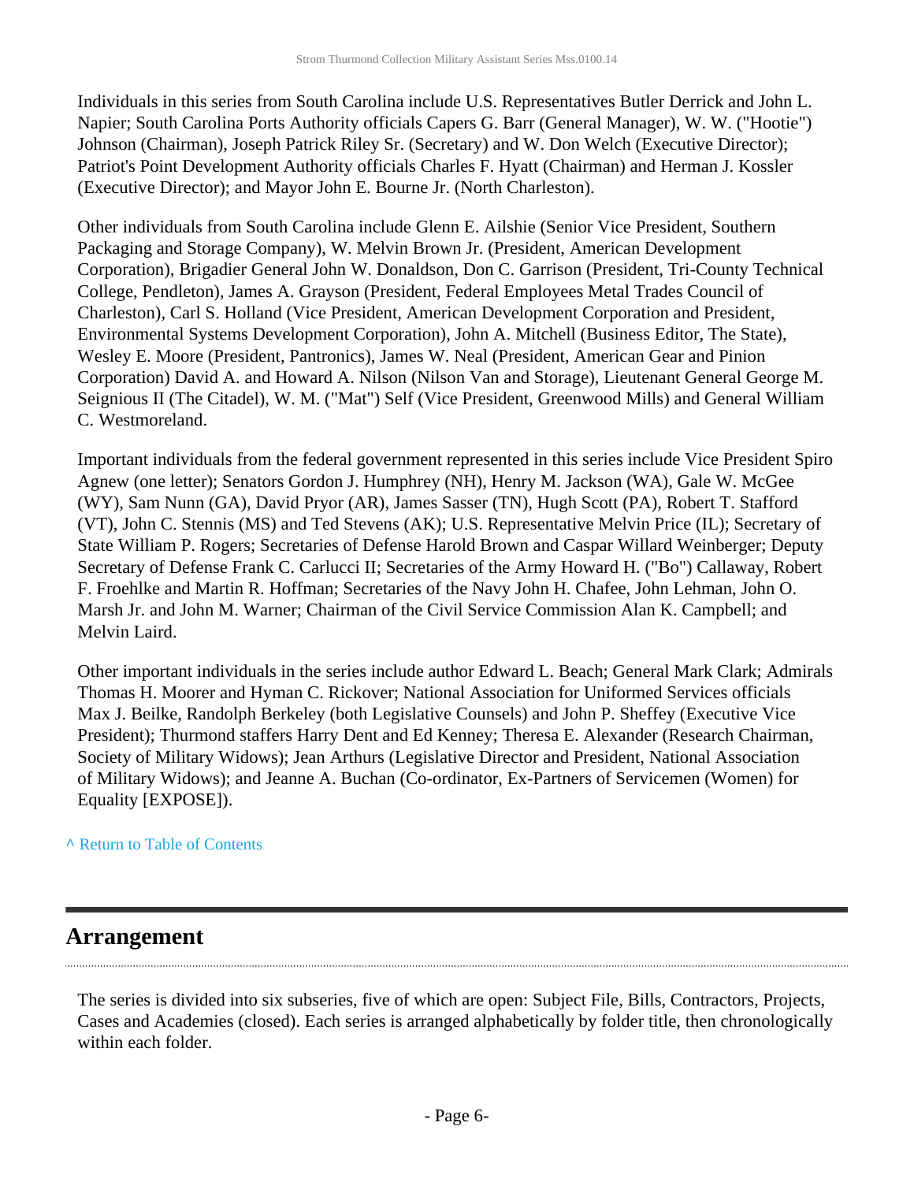Individuals in this series from South Carolina include U.S. Representatives Butler Derrick and John L. Napier; South Carolina Ports Authority officials Capers G. Barr (General Manager), W. W. ("Hootie") Johnson (Chairman), Joseph Patrick Riley Sr. (Secretary) and W. Don Welch (Executive Director); Patriot's Point Development Authority officials Charles F. Hyatt (Chairman) and Herman J. Kossler (Executive Director); and Mayor John E. Bourne Jr. (North Charleston).

Other individuals from South Carolina include Glenn E. Ailshie (Senior Vice President, Southern Packaging and Storage Company), W. Melvin Brown Jr. (President, American Development Corporation), Brigadier General John W. Donaldson, Don C. Garrison (President, Tri-County Technical College, Pendleton), James A. Grayson (President, Federal Employees Metal Trades Council of Charleston), Carl S. Holland (Vice President, American Development Corporation and President, Environmental Systems Development Corporation), John A. Mitchell (Business Editor, The State), Wesley E. Moore (President, Pantronics), James W. Neal (President, American Gear and Pinion Corporation) David A. and Howard A. Nilson (Nilson Van and Storage), Lieutenant General George M. Seignious II (The Citadel), W. M. ("Mat") Self (Vice President, Greenwood Mills) and General William C. Westmoreland.

Important individuals from the federal government represented in this series include Vice President Spiro Agnew (one letter); Senators Gordon J. Humphrey (NH), Henry M. Jackson (WA), Gale W. McGee (WY), Sam Nunn (GA), David Pryor (AR), James Sasser (TN), Hugh Scott (PA), Robert T. Stafford (VT), John C. Stennis (MS) and Ted Stevens (AK); U.S. Representative Melvin Price (IL); Secretary of State William P. Rogers; Secretaries of Defense Harold Brown and Caspar Willard Weinberger; Deputy Secretary of Defense Frank C. Carlucci II; Secretaries of the Army Howard H. ("Bo") Callaway, Robert F. Froehlke and Martin R. Hoffman; Secretaries of the Navy John H. Chafee, John Lehman, John O. Marsh Jr. and John M. Warner; Chairman of the Civil Service Commission Alan K. Campbell; and Melvin Laird.

Other important individuals in the series include author Edward L. Beach; General Mark Clark; Admirals Thomas H. Moorer and Hyman C. Rickover; National Association for Uniformed Services officials Max J. Beilke, Randolph Berkeley (both Legislative Counsels) and John P. Sheffey (Executive Vice President); Thurmond staffers Harry Dent and Ed Kenney; Theresa E. Alexander (Research Chairman, Society of Military Widows); Jean Arthurs (Legislative Director and President, National Association of Military Widows); and Jeanne A. Buchan (Co-ordinator, Ex-Partners of Servicemen (Women) for Equality [EXPOSE]).

^ Return to Table of Contents

## Arrangement

The series is divided into six subseries, five of which are open: Subject File, Bills, Contractors, Projects, Cases and Academies (closed). Each series is arranged alphabetically by folder title, then chronologically within each folder.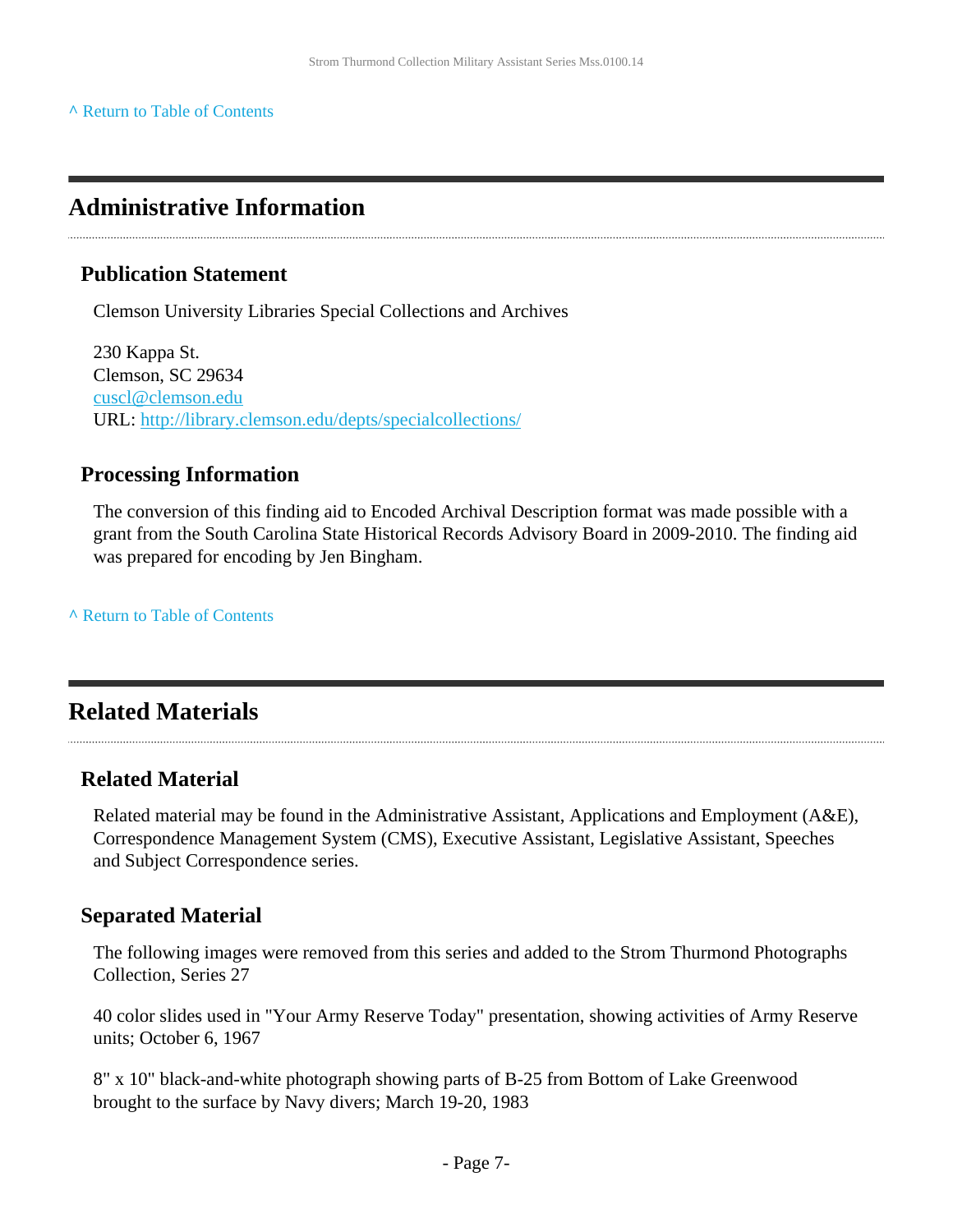^ Return to Table of Contents

## Administrative Information

### Publication Statement

Clemson University Libraries Special Collections and Archives

230 Kappa St.
Clemson, SC 29634
cuscl@clemson.edu
URL: http://library.clemson.edu/depts/specialcollections/

### Processing Information

The conversion of this finding aid to Encoded Archival Description format was made possible with a grant from the South Carolina State Historical Records Advisory Board in 2009-2010. The finding aid was prepared for encoding by Jen Bingham.

^ Return to Table of Contents

## Related Materials

### Related Material

Related material may be found in the Administrative Assistant, Applications and Employment (A&E), Correspondence Management System (CMS), Executive Assistant, Legislative Assistant, Speeches and Subject Correspondence series.

### Separated Material

The following images were removed from this series and added to the Strom Thurmond Photographs Collection, Series 27

40 color slides used in "Your Army Reserve Today" presentation, showing activities of Army Reserve units; October 6, 1967

8" x 10" black-and-white photograph showing parts of B-25 from Bottom of Lake Greenwood brought to the surface by Navy divers; March 19-20, 1983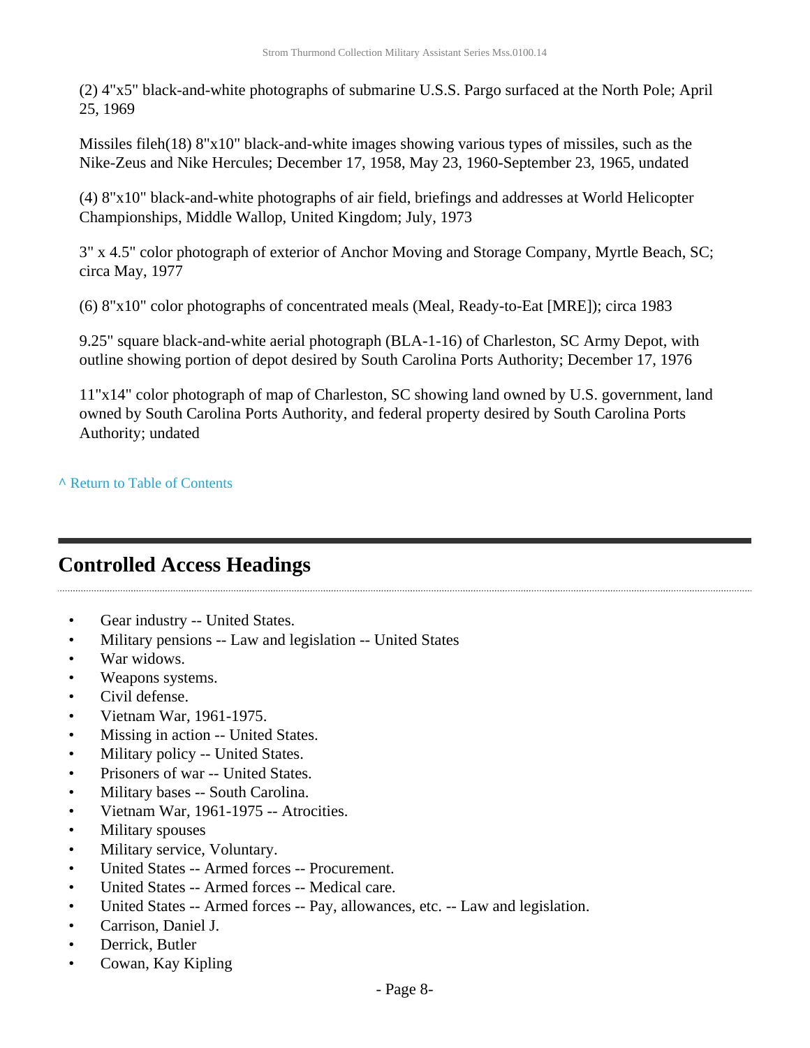(2) 4"x5" black-and-white photographs of submarine U.S.S. Pargo surfaced at the North Pole; April 25, 1969

Missiles fileh(18) 8"x10" black-and-white images showing various types of missiles, such as the Nike-Zeus and Nike Hercules; December 17, 1958, May 23, 1960-September 23, 1965, undated

(4) 8"x10" black-and-white photographs of air field, briefings and addresses at World Helicopter Championships, Middle Wallop, United Kingdom; July, 1973

3" x 4.5" color photograph of exterior of Anchor Moving and Storage Company, Myrtle Beach, SC; circa May, 1977

(6) 8"x10" color photographs of concentrated meals (Meal, Ready-to-Eat [MRE]); circa 1983

9.25" square black-and-white aerial photograph (BLA-1-16) of Charleston, SC Army Depot, with outline showing portion of depot desired by South Carolina Ports Authority; December 17, 1976

11"x14" color photograph of map of Charleston, SC showing land owned by U.S. government, land owned by South Carolina Ports Authority, and federal property desired by South Carolina Ports Authority; undated

^ Return to Table of Contents

## Controlled Access Headings

- Gear industry -- United States.
- Military pensions -- Law and legislation -- United States
- War widows.
- Weapons systems.
- Civil defense.
- Vietnam War, 1961-1975.
- Missing in action -- United States.
- Military policy -- United States.
- Prisoners of war -- United States.
- Military bases -- South Carolina.
- Vietnam War, 1961-1975 -- Atrocities.
- Military spouses
- Military service, Voluntary.
- United States -- Armed forces -- Procurement.
- United States -- Armed forces -- Medical care.
- United States -- Armed forces -- Pay, allowances, etc. -- Law and legislation.
- Carrison, Daniel J.
- Derrick, Butler
- Cowan, Kay Kipling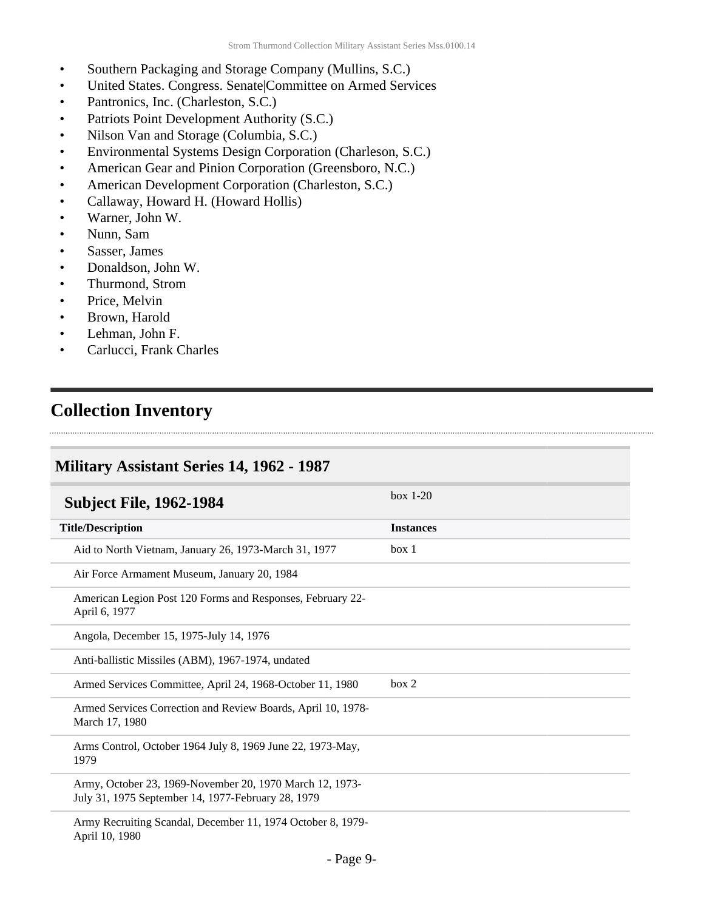- Southern Packaging and Storage Company (Mullins, S.C.)
- United States. Congress. Senate|Committee on Armed Services
- Pantronics, Inc. (Charleston, S.C.)
- Patriots Point Development Authority (S.C.)
- Nilson Van and Storage (Columbia, S.C.)
- Environmental Systems Design Corporation (Charleson, S.C.)
- American Gear and Pinion Corporation (Greensboro, N.C.)
- American Development Corporation (Charleston, S.C.)
- Callaway, Howard H. (Howard Hollis)
- Warner, John W.
- Nunn, Sam
- Sasser, James
- Donaldson, John W.
- Thurmond, Strom
- Price, Melvin
- Brown, Harold
- Lehman, John F.
- Carlucci, Frank Charles

## Collection Inventory

### Military Assistant Series 14, 1962 - 1987

#### Subject File, 1962-1984

box 1-20

| Title/Description | Instances |
|---|---|
| Aid to North Vietnam, January 26, 1973-March 31, 1977 | box 1 |
| Air Force Armament Museum, January 20, 1984 | |
| American Legion Post 120 Forms and Responses, February 22-April 6, 1977 | |
| Angola, December 15, 1975-July 14, 1976 | |
| Anti-ballistic Missiles (ABM), 1967-1974, undated | |
| Armed Services Committee, April 24, 1968-October 11, 1980 | box 2 |
| Armed Services Correction and Review Boards, April 10, 1978-March 17, 1980 | |
| Arms Control, October 1964 July 8, 1969 June 22, 1973-May, 1979 | |
| Army, October 23, 1969-November 20, 1970 March 12, 1973-July 31, 1975 September 14, 1977-February 28, 1979 | |
| Army Recruiting Scandal, December 11, 1974 October 8, 1979-April 10, 1980 | |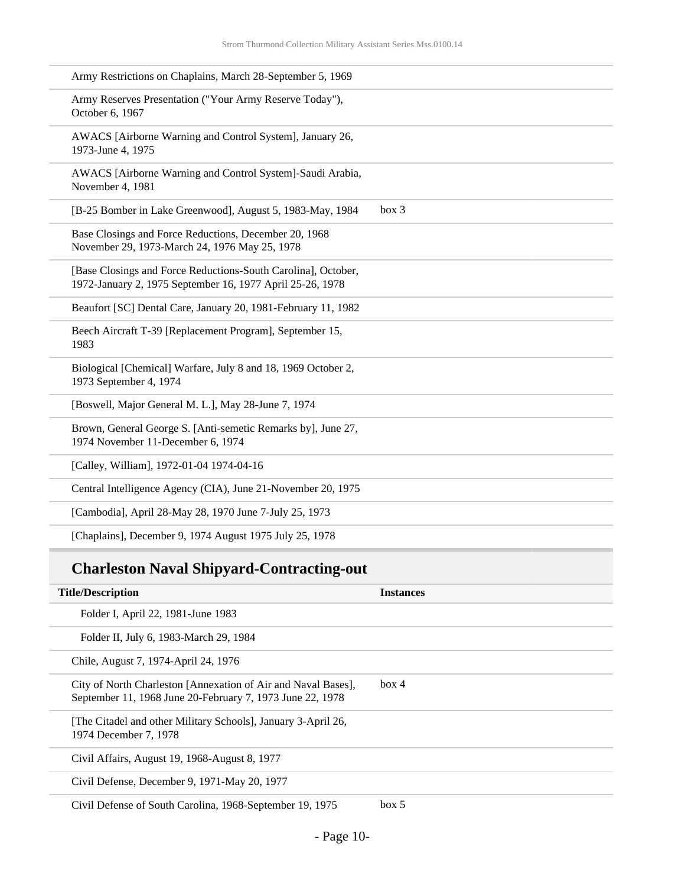| | |
|---|---|
| Army Restrictions on Chaplains, March 28-September 5, 1969 | |
| Army Reserves Presentation ("Your Army Reserve Today"), October 6, 1967 | |
| AWACS [Airborne Warning and Control System], January 26, 1973-June 4, 1975 | |
| AWACS [Airborne Warning and Control System]-Saudi Arabia, November 4, 1981 | |
| [B-25 Bomber in Lake Greenwood], August 5, 1983-May, 1984 | box 3 |
| Base Closings and Force Reductions, December 20, 1968 November 29, 1973-March 24, 1976 May 25, 1978 | |
| [Base Closings and Force Reductions-South Carolina], October, 1972-January 2, 1975 September 16, 1977 April 25-26, 1978 | |
| Beaufort [SC] Dental Care, January 20, 1981-February 11, 1982 | |
| Beech Aircraft T-39 [Replacement Program], September 15, 1983 | |
| Biological [Chemical] Warfare, July 8 and 18, 1969 October 2, 1973 September 4, 1974 | |
| [Boswell, Major General M. L.], May 28-June 7, 1974 | |
| Brown, General George S. [Anti-semetic Remarks by], June 27, 1974 November 11-December 6, 1974 | |
| [Calley, William], 1972-01-04 1974-04-16 | |
| Central Intelligence Agency (CIA), June 21-November 20, 1975 | |
| [Cambodia], April 28-May 28, 1970 June 7-July 25, 1973 | |
| [Chaplains], December 9, 1974 August 1975 July 25, 1978 | |

## Charleston Naval Shipyard-Contracting-out

| Title/Description | Instances |
|---|---|
| Folder I, April 22, 1981-June 1983 | |
| Folder II, July 6, 1983-March 29, 1984 | |
| Chile, August 7, 1974-April 24, 1976 | |
| City of North Charleston [Annexation of Air and Naval Bases], September 11, 1968 June 20-February 7, 1973 June 22, 1978 | box 4 |
| [The Citadel and other Military Schools], January 3-April 26, 1974 December 7, 1978 | |
| Civil Affairs, August 19, 1968-August 8, 1977 | |
| Civil Defense, December 9, 1971-May 20, 1977 | |
| Civil Defense of South Carolina, 1968-September 19, 1975 | box 5 |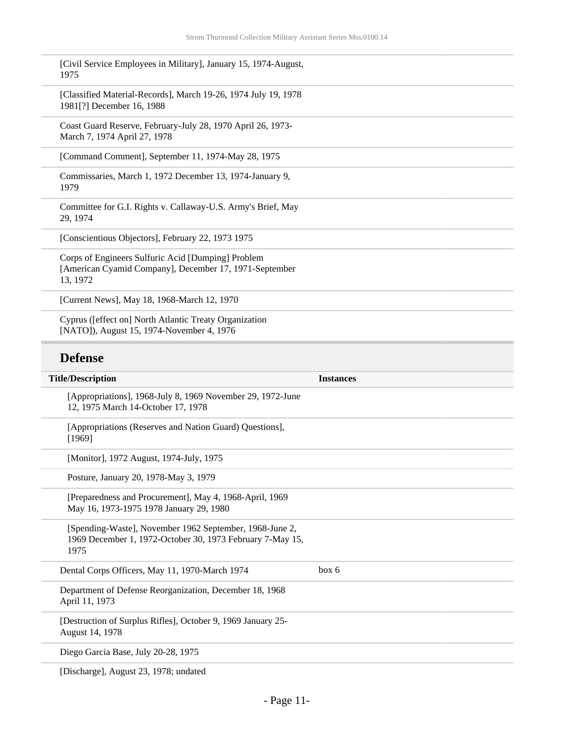| | |
|---|---|
| [Civil Service Employees in Military], January 15, 1974-August, 1975 | |
| [Classified Material-Records], March 19-26, 1974 July 19, 1978 1981[?] December 16, 1988 | |
| Coast Guard Reserve, February-July 28, 1970 April 26, 1973-March 7, 1974 April 27, 1978 | |
| [Command Comment], September 11, 1974-May 28, 1975 | |
| Commissaries, March 1, 1972 December 13, 1974-January 9, 1979 | |
| Committee for G.I. Rights v. Callaway-U.S. Army's Brief, May 29, 1974 | |
| [Conscientious Objectors], February 22, 1973 1975 | |
| Corps of Engineers Sulfuric Acid [Dumping] Problem [American Cyamid Company], December 17, 1971-September 13, 1972 | |
| [Current News], May 18, 1968-March 12, 1970 | |
| Cyprus ([effect on] North Atlantic Treaty Organization [NATO]), August 15, 1974-November 4, 1976 | |

## Defense

| Title/Description | Instances |
|---|---|
| [Appropriations], 1968-July 8, 1969 November 29, 1972-June 12, 1975 March 14-October 17, 1978 | |
| [Appropriations (Reserves and Nation Guard) Questions], [1969] | |
| [Monitor], 1972 August, 1974-July, 1975 | |
| Posture, January 20, 1978-May 3, 1979 | |
| [Preparedness and Procurement], May 4, 1968-April, 1969 May 16, 1973-1975 1978 January 29, 1980 | |
| [Spending-Waste], November 1962 September, 1968-June 2, 1969 December 1, 1972-October 30, 1973 February 7-May 15, 1975 | |
| Dental Corps Officers, May 11, 1970-March 1974 | box 6 |
| Department of Defense Reorganization, December 18, 1968 April 11, 1973 | |
| [Destruction of Surplus Rifles], October 9, 1969 January 25-August 14, 1978 | |
| Diego Garcia Base, July 20-28, 1975 | |
| [Discharge], August 23, 1978; undated | |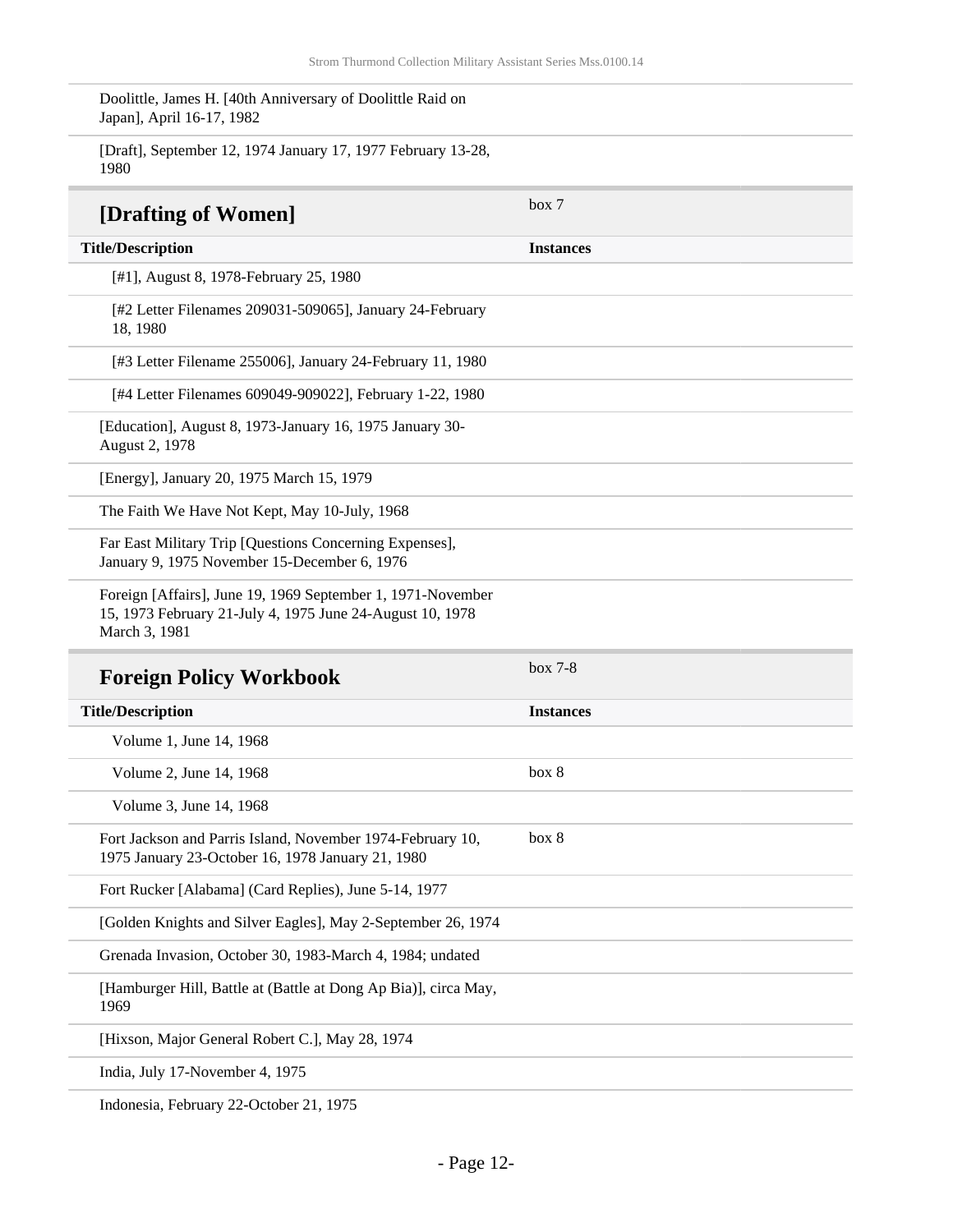Doolittle, James H. [40th Anniversary of Doolittle Raid on Japan], April 16-17, 1982

[Draft], September 12, 1974 January 17, 1977 February 13-28, 1980

## [Drafting of Women]

box 7

| Title/Description | Instances |
| --- | --- |
| [#1], August 8, 1978-February 25, 1980 | |
| [#2 Letter Filenames 209031-509065], January 24-February 18, 1980 | |
| [#3 Letter Filename 255006], January 24-February 11, 1980 | |
| [#4 Letter Filenames 609049-909022], February 1-22, 1980 | |

[Education], August 8, 1973-January 16, 1975 January 30-August 2, 1978

[Energy], January 20, 1975 March 15, 1979

The Faith We Have Not Kept, May 10-July, 1968

Far East Military Trip [Questions Concerning Expenses], January 9, 1975 November 15-December 6, 1976

Foreign [Affairs], June 19, 1969 September 1, 1971-November 15, 1973 February 21-July 4, 1975 June 24-August 10, 1978 March 3, 1981

## Foreign Policy Workbook

box 7-8

| Title/Description | Instances |
| --- | --- |
| Volume 1, June 14, 1968 | |
| Volume 2, June 14, 1968 | box 8 |
| Volume 3, June 14, 1968 | |

| Title/Description | Instances |
| --- | --- |
| Fort Jackson and Parris Island, November 1974-February 10, 1975 January 23-October 16, 1978 January 21, 1980 | box 8 |
| Fort Rucker [Alabama] (Card Replies), June 5-14, 1977 | |
| [Golden Knights and Silver Eagles], May 2-September 26, 1974 | |
| Grenada Invasion, October 30, 1983-March 4, 1984; undated | |
| [Hamburger Hill, Battle at (Battle at Dong Ap Bia)], circa May, 1969 | |
| [Hixson, Major General Robert C.], May 28, 1974 | |
| India, July 17-November 4, 1975 | |
| Indonesia, February 22-October 21, 1975 | |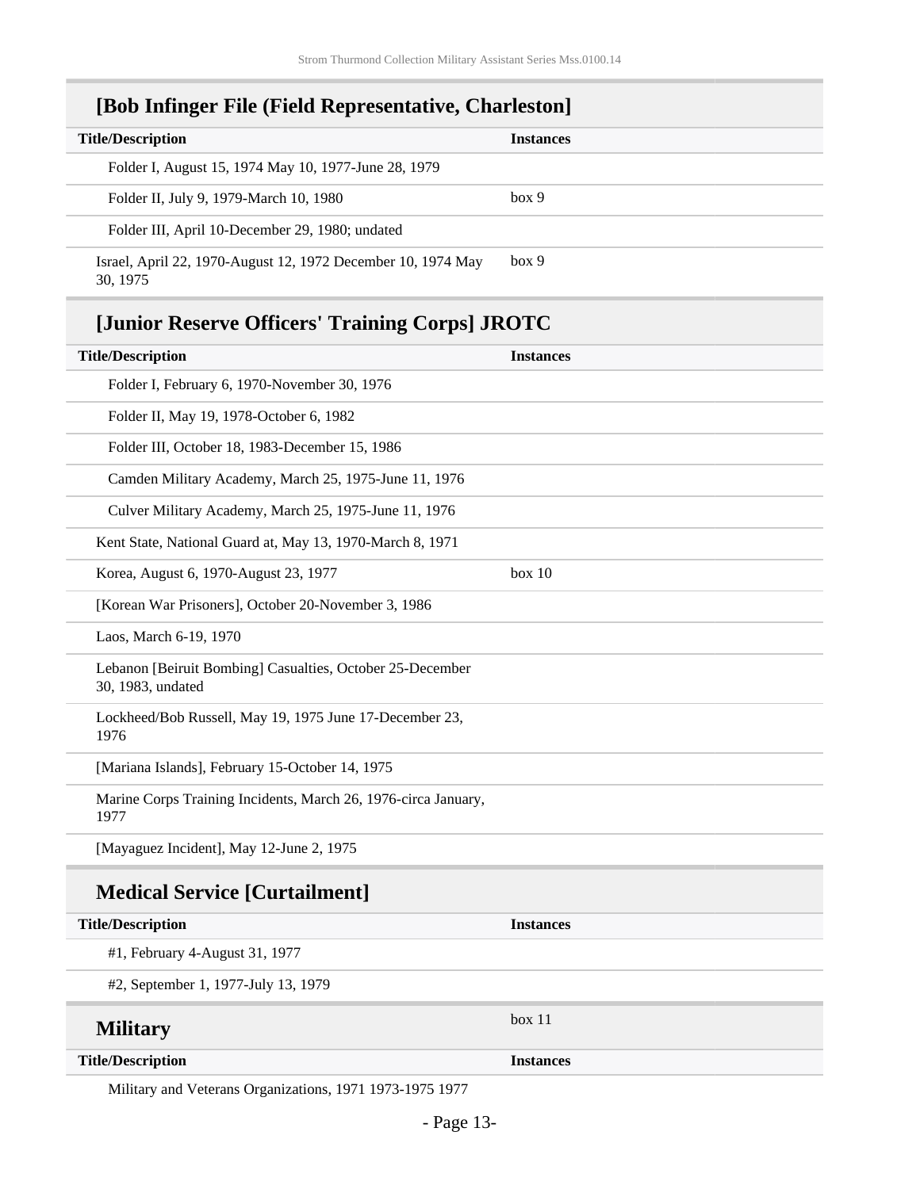## [Bob Infinger File (Field Representative, Charleston]

| Title/Description | Instances |
| --- | --- |
| Folder I, August 15, 1974 May 10, 1977-June 28, 1979 | |
| Folder II, July 9, 1979-March 10, 1980 | box 9 |
| Folder III, April 10-December 29, 1980; undated | |
| Israel, April 22, 1970-August 12, 1972 December 10, 1974 May 30, 1975 | box 9 |

## [Junior Reserve Officers' Training Corps] JROTC

| Title/Description | Instances |
| --- | --- |
| Folder I, February 6, 1970-November 30, 1976 | |
| Folder II, May 19, 1978-October 6, 1982 | |
| Folder III, October 18, 1983-December 15, 1986 | |
| Camden Military Academy, March 25, 1975-June 11, 1976 | |
| Culver Military Academy, March 25, 1975-June 11, 1976 | |
| Kent State, National Guard at, May 13, 1970-March 8, 1971 | |
| Korea, August 6, 1970-August 23, 1977 | box 10 |
| [Korean War Prisoners], October 20-November 3, 1986 | |
| Laos, March 6-19, 1970 | |
| Lebanon [Beiruit Bombing] Casualties, October 25-December 30, 1983, undated | |
| Lockheed/Bob Russell, May 19, 1975 June 17-December 23, 1976 | |
| [Mariana Islands], February 15-October 14, 1975 | |
| Marine Corps Training Incidents, March 26, 1976-circa January, 1977 | |
| [Mayaguez Incident], May 12-June 2, 1975 | |

## Medical Service [Curtailment]

| Title/Description | Instances |
| --- | --- |
| #1, February 4-August 31, 1977 | |
| #2, September 1, 1977-July 13, 1979 | |

## Military

box 11

| Title/Description | Instances |
| --- | --- |
| Military and Veterans Organizations, 1971 1973-1975 1977 | |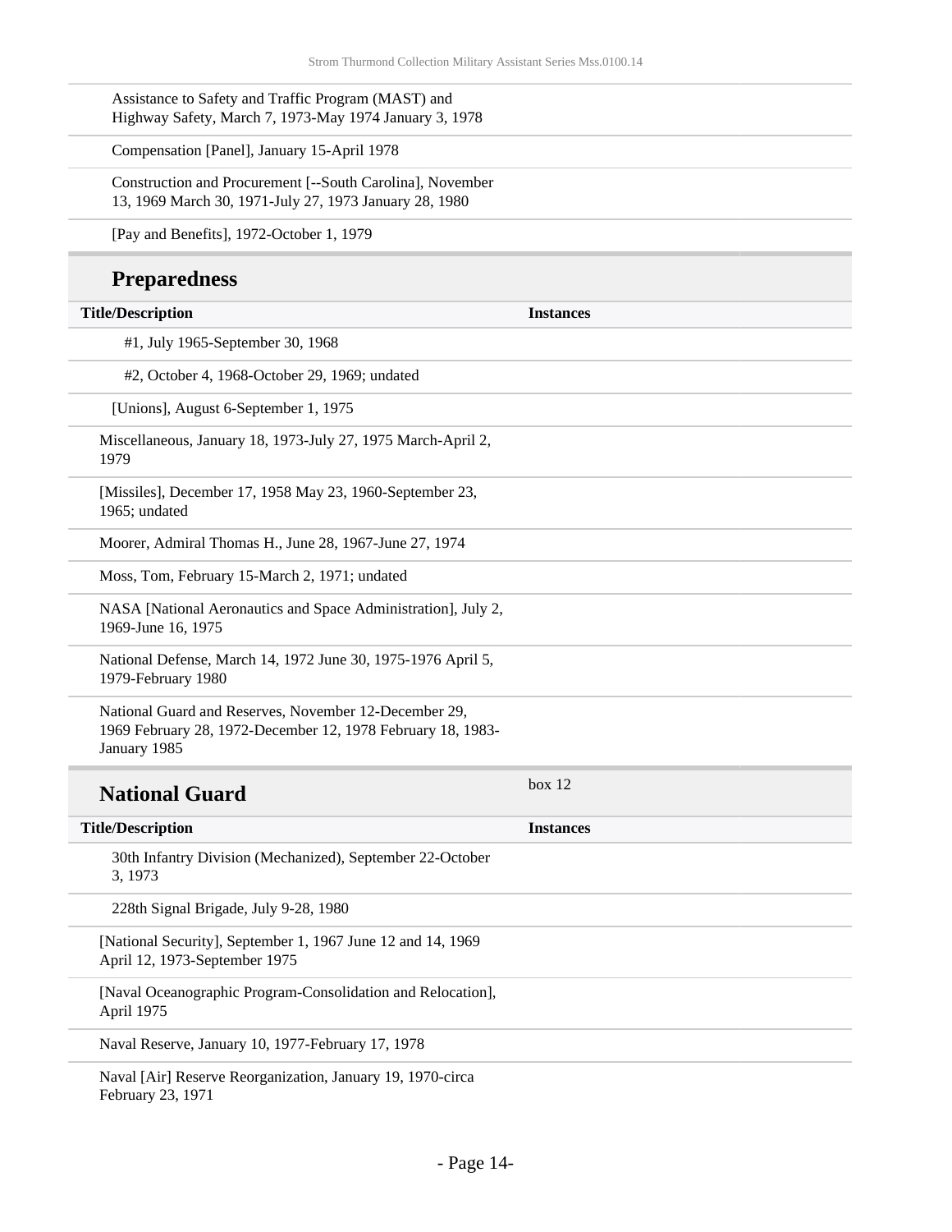| Title/Description | Instances |
|---|---|
| Assistance to Safety and Traffic Program (MAST) and Highway Safety, March 7, 1973-May 1974 January 3, 1978 | |
| Compensation [Panel], January 15-April 1978 | |
| Construction and Procurement [--South Carolina], November 13, 1969 March 30, 1971-July 27, 1973 January 28, 1980 | |
| [Pay and Benefits], 1972-October 1, 1979 | |

## Preparedness

| Title/Description | Instances |
|---|---|
| #1, July 1965-September 30, 1968 | |
| #2, October 4, 1968-October 29, 1969; undated | |
| [Unions], August 6-September 1, 1975 | |
| Miscellaneous, January 18, 1973-July 27, 1975 March-April 2, 1979 | |
| [Missiles], December 17, 1958 May 23, 1960-September 23, 1965; undated | |
| Moorer, Admiral Thomas H., June 28, 1967-June 27, 1974 | |
| Moss, Tom, February 15-March 2, 1971; undated | |
| NASA [National Aeronautics and Space Administration], July 2, 1969-June 16, 1975 | |
| National Defense, March 14, 1972 June 30, 1975-1976 April 5, 1979-February 1980 | |
| National Guard and Reserves, November 12-December 29, 1969 February 28, 1972-December 12, 1978 February 18, 1983-January 1985 | |

## National Guard

box 12

| Title/Description | Instances |
|---|---|
| 30th Infantry Division (Mechanized), September 22-October 3, 1973 | |
| 228th Signal Brigade, July 9-28, 1980 | |
| [National Security], September 1, 1967 June 12 and 14, 1969 April 12, 1973-September 1975 | |
| [Naval Oceanographic Program-Consolidation and Relocation], April 1975 | |
| Naval Reserve, January 10, 1977-February 17, 1978 | |
| Naval [Air] Reserve Reorganization, January 19, 1970-circa February 23, 1971 | |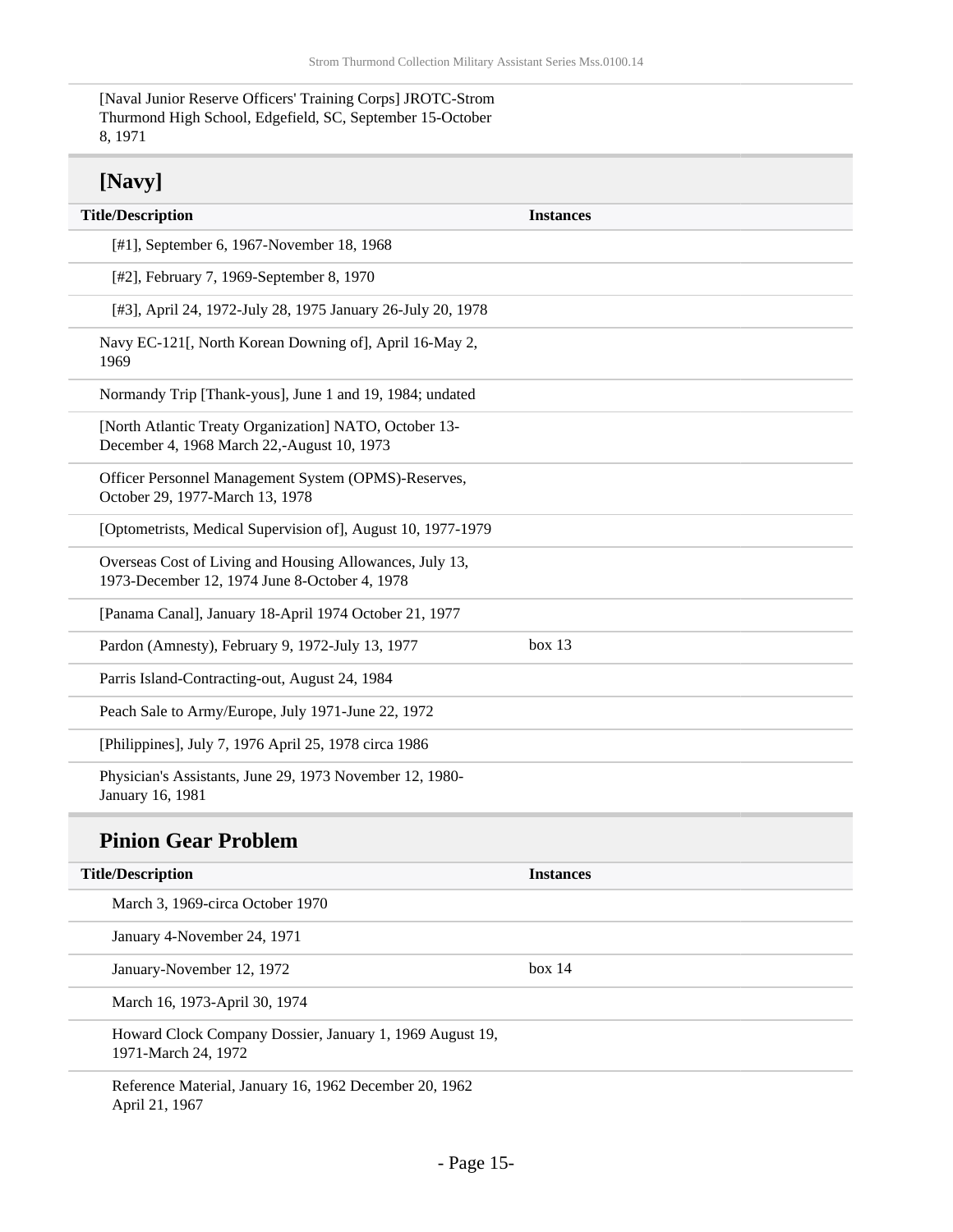[Naval Junior Reserve Officers' Training Corps] JROTC-Strom Thurmond High School, Edgefield, SC, September 15-October 8, 1971

## [Navy]

| Title/Description | Instances |
| --- | --- |
| [#1], September 6, 1967-November 18, 1968 | |
| [#2], February 7, 1969-September 8, 1970 | |
| [#3], April 24, 1972-July 28, 1975 January 26-July 20, 1978 | |
| Navy EC-121[, North Korean Downing of], April 16-May 2, 1969 | |
| Normandy Trip [Thank-yous], June 1 and 19, 1984; undated | |
| [North Atlantic Treaty Organization] NATO, October 13-December 4, 1968 March 22,-August 10, 1973 | |
| Officer Personnel Management System (OPMS)-Reserves, October 29, 1977-March 13, 1978 | |
| [Optometrists, Medical Supervision of], August 10, 1977-1979 | |
| Overseas Cost of Living and Housing Allowances, July 13, 1973-December 12, 1974 June 8-October 4, 1978 | |
| [Panama Canal], January 18-April 1974 October 21, 1977 | |
| Pardon (Amnesty), February 9, 1972-July 13, 1977 | box 13 |
| Parris Island-Contracting-out, August 24, 1984 | |
| Peach Sale to Army/Europe, July 1971-June 22, 1972 | |
| [Philippines], July 7, 1976 April 25, 1978 circa 1986 | |
| Physician's Assistants, June 29, 1973 November 12, 1980-January 16, 1981 | |

## Pinion Gear Problem

| Title/Description | Instances |
| --- | --- |
| March 3, 1969-circa October 1970 | |
| January 4-November 24, 1971 | |
| January-November 12, 1972 | box 14 |
| March 16, 1973-April 30, 1974 | |
| Howard Clock Company Dossier, January 1, 1969 August 19, 1971-March 24, 1972 | |
| Reference Material, January 16, 1962 December 20, 1962 April 21, 1967 | |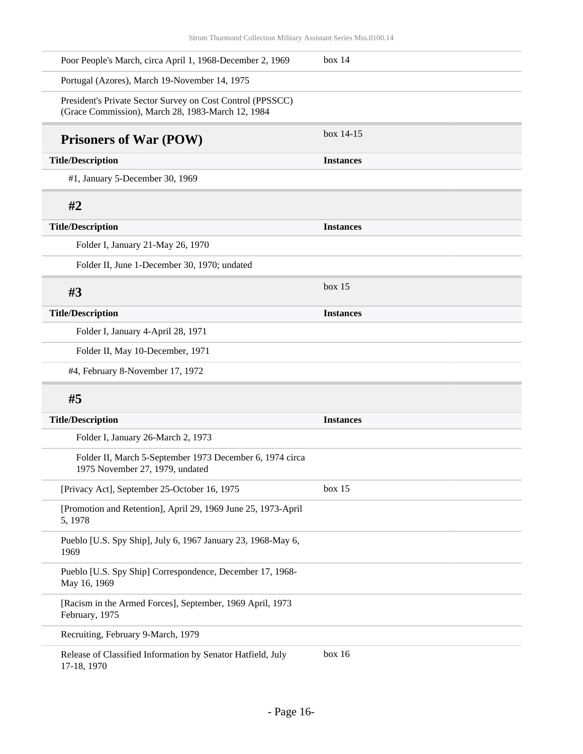| Title/Description | Instances |
| --- | --- |
| Poor People's March, circa April 1, 1968-December 2, 1969 | box 14 |
| Portugal (Azores), March 19-November 14, 1975 | |
| President's Private Sector Survey on Cost Control (PPSSCC) (Grace Commission), March 28, 1983-March 12, 1984 | |

## Prisoners of War (POW)

box 14-15

| Title/Description | Instances |
| --- | --- |
| #1, January 5-December 30, 1969 | |

### #2

| Title/Description | Instances |
| --- | --- |
| Folder I, January 21-May 26, 1970 | |
| Folder II, June 1-December 30, 1970; undated | |

### #3

box 15

| Title/Description | Instances |
| --- | --- |
| Folder I, January 4-April 28, 1971 | |
| Folder II, May 10-December, 1971 | |
| #4, February 8-November 17, 1972 | |

### #5

| Title/Description | Instances |
| --- | --- |
| Folder I, January 26-March 2, 1973 | |
| Folder II, March 5-September 1973 December 6, 1974 circa 1975 November 27, 1979, undated | |

| Title/Description | Instances |
| --- | --- |
| [Privacy Act], September 25-October 16, 1975 | box 15 |
| [Promotion and Retention], April 29, 1969 June 25, 1973-April 5, 1978 | |
| Pueblo [U.S. Spy Ship], July 6, 1967 January 23, 1968-May 6, 1969 | |
| Pueblo [U.S. Spy Ship] Correspondence, December 17, 1968-May 16, 1969 | |
| [Racism in the Armed Forces], September, 1969 April, 1973 February, 1975 | |
| Recruiting, February 9-March, 1979 | |
| Release of Classified Information by Senator Hatfield, July 17-18, 1970 | box 16 |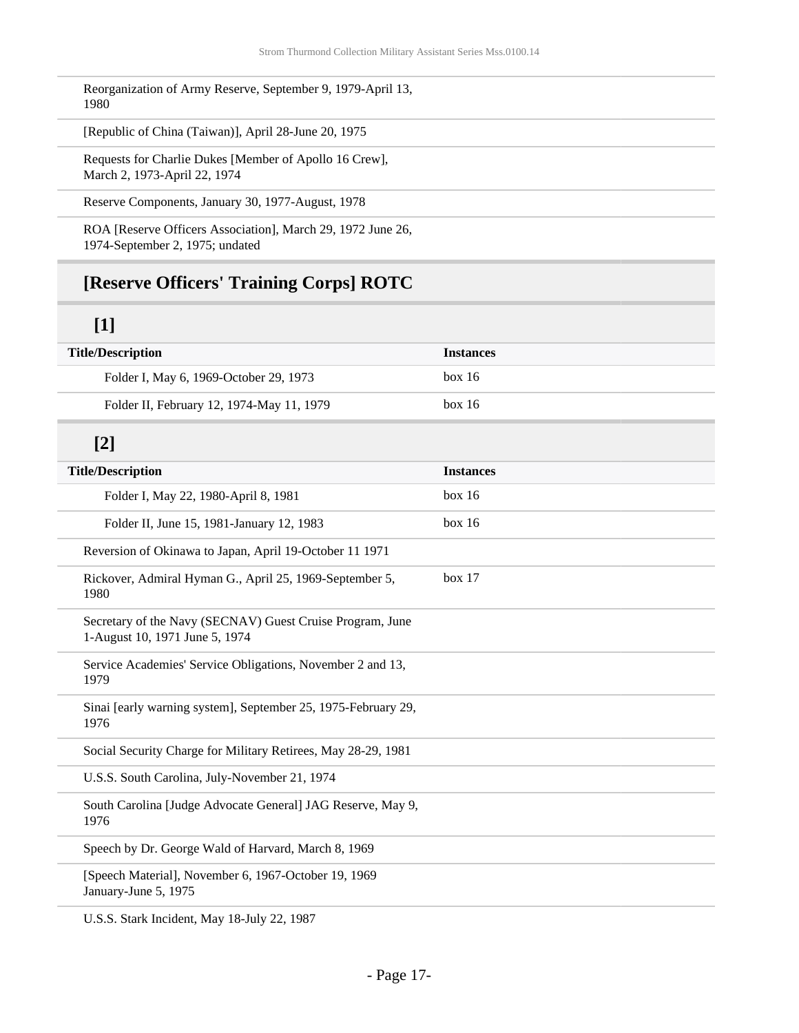| Title/Description | Instances |
| --- | --- |
| Reorganization of Army Reserve, September 9, 1979-April 13, 1980 | |
| [Republic of China (Taiwan)], April 28-June 20, 1975 | |
| Requests for Charlie Dukes [Member of Apollo 16 Crew], March 2, 1973-April 22, 1974 | |
| Reserve Components, January 30, 1977-August, 1978 | |
| ROA [Reserve Officers Association], March 29, 1972 June 26, 1974-September 2, 1975; undated | |

## [Reserve Officers' Training Corps] ROTC

### [1]

| Title/Description | Instances |
| --- | --- |
| Folder I, May 6, 1969-October 29, 1973 | box 16 |
| Folder II, February 12, 1974-May 11, 1979 | box 16 |

### [2]

| Title/Description | Instances |
| --- | --- |
| Folder I, May 22, 1980-April 8, 1981 | box 16 |
| Folder II, June 15, 1981-January 12, 1983 | box 16 |
| Reversion of Okinawa to Japan, April 19-October 11 1971 | |
| Rickover, Admiral Hyman G., April 25, 1969-September 5, 1980 | box 17 |
| Secretary of the Navy (SECNAV) Guest Cruise Program, June 1-August 10, 1971 June 5, 1974 | |
| Service Academies' Service Obligations, November 2 and 13, 1979 | |
| Sinai [early warning system], September 25, 1975-February 29, 1976 | |
| Social Security Charge for Military Retirees, May 28-29, 1981 | |
| U.S.S. South Carolina, July-November 21, 1974 | |
| South Carolina [Judge Advocate General] JAG Reserve, May 9, 1976 | |
| Speech by Dr. George Wald of Harvard, March 8, 1969 | |
| [Speech Material], November 6, 1967-October 19, 1969 January-June 5, 1975 | |
| U.S.S. Stark Incident, May 18-July 22, 1987 | |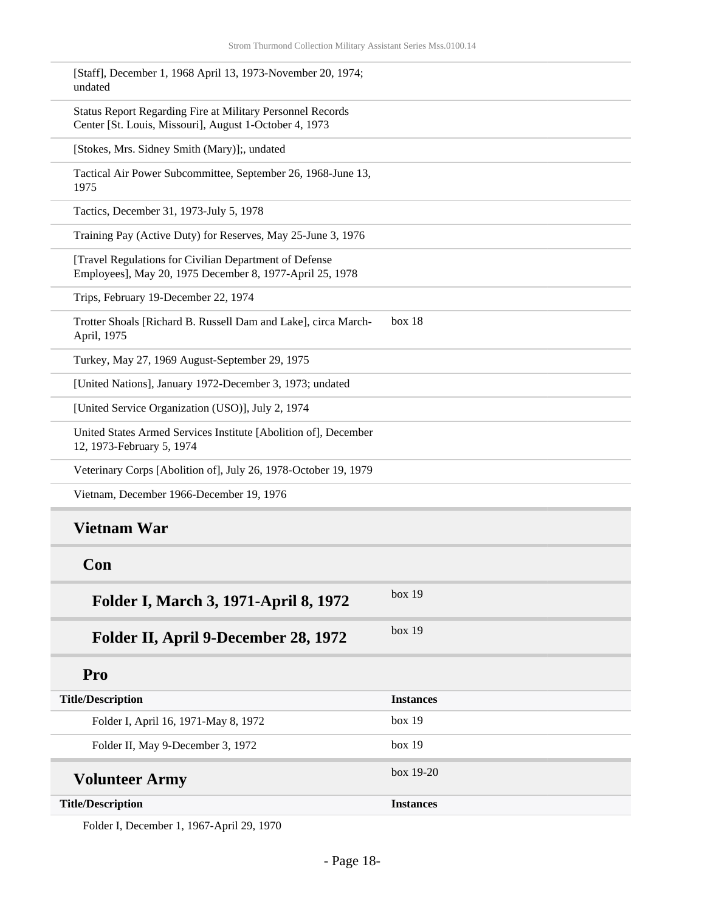| Title/Description | Instances |
| --- | --- |
| [Staff], December 1, 1968 April 13, 1973-November 20, 1974; undated | |
| Status Report Regarding Fire at Military Personnel Records Center [St. Louis, Missouri], August 1-October 4, 1973 | |
| [Stokes, Mrs. Sidney Smith (Mary)];, undated | |
| Tactical Air Power Subcommittee, September 26, 1968-June 13, 1975 | |
| Tactics, December 31, 1973-July 5, 1978 | |
| Training Pay (Active Duty) for Reserves, May 25-June 3, 1976 | |
| [Travel Regulations for Civilian Department of Defense Employees], May 20, 1975 December 8, 1977-April 25, 1978 | |
| Trips, February 19-December 22, 1974 | |
| Trotter Shoals [Richard B. Russell Dam and Lake], circa March-April, 1975 | box 18 |
| Turkey, May 27, 1969 August-September 29, 1975 | |
| [United Nations], January 1972-December 3, 1973; undated | |
| [United Service Organization (USO)], July 2, 1974 | |
| United States Armed Services Institute [Abolition of], December 12, 1973-February 5, 1974 | |
| Veterinary Corps [Abolition of], July 26, 1978-October 19, 1979 | |
| Vietnam, December 1966-December 19, 1976 | |

## Vietnam War

### Con

#### Folder I, March 3, 1971-April 8, 1972

box 19

#### Folder II, April 9-December 28, 1972

box 19

### Pro

| Title/Description | Instances |
| --- | --- |
| Folder I, April 16, 1971-May 8, 1972 | box 19 |
| Folder II, May 9-December 3, 1972 | box 19 |

## Volunteer Army

box 19-20

| Title/Description | Instances |
| --- | --- |
| Folder I, December 1, 1967-April 29, 1970 | |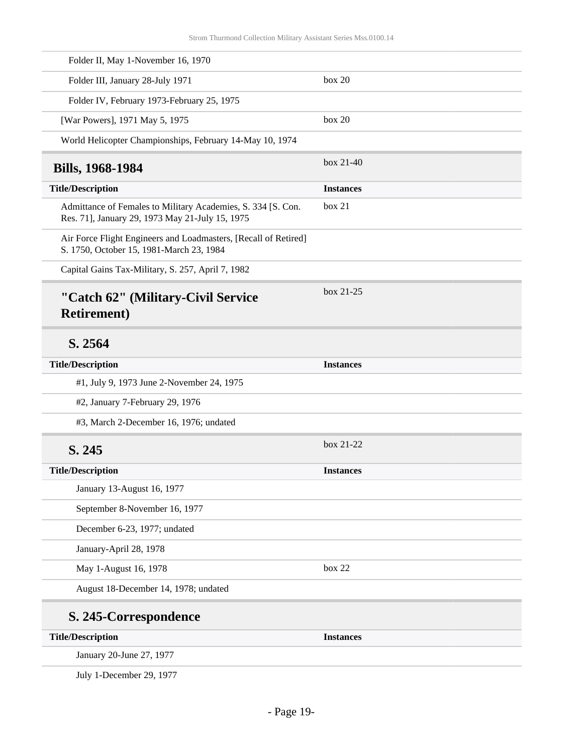| | |
|---|---|
| Folder II, May 1-November 16, 1970 | |
| Folder III, January 28-July 1971 | box 20 |
| Folder IV, February 1973-February 25, 1975 | |
| [War Powers], 1971 May 5, 1975 | box 20 |
| World Helicopter Championships, February 14-May 10, 1974 | |

## Bills, 1968-1984

box 21-40

| Title/Description | Instances |
|---|---|
| Admittance of Females to Military Academies, S. 334 [S. Con. Res. 71], January 29, 1973 May 21-July 15, 1975 | box 21 |
| Air Force Flight Engineers and Loadmasters, [Recall of Retired] S. 1750, October 15, 1981-March 23, 1984 | |
| Capital Gains Tax-Military, S. 257, April 7, 1982 | |

### "Catch 62" (Military-Civil Service Retirement)

box 21-25

#### S. 2564

| Title/Description | Instances |
|---|---|
| #1, July 9, 1973 June 2-November 24, 1975 | |
| #2, January 7-February 29, 1976 | |
| #3, March 2-December 16, 1976; undated | |

#### S. 245

box 21-22

| Title/Description | Instances |
|---|---|
| January 13-August 16, 1977 | |
| September 8-November 16, 1977 | |
| December 6-23, 1977; undated | |
| January-April 28, 1978 | |
| May 1-August 16, 1978 | box 22 |
| August 18-December 14, 1978; undated | |

#### S. 245-Correspondence

| Title/Description | Instances |
|---|---|
| January 20-June 27, 1977 | |
| July 1-December 29, 1977 | |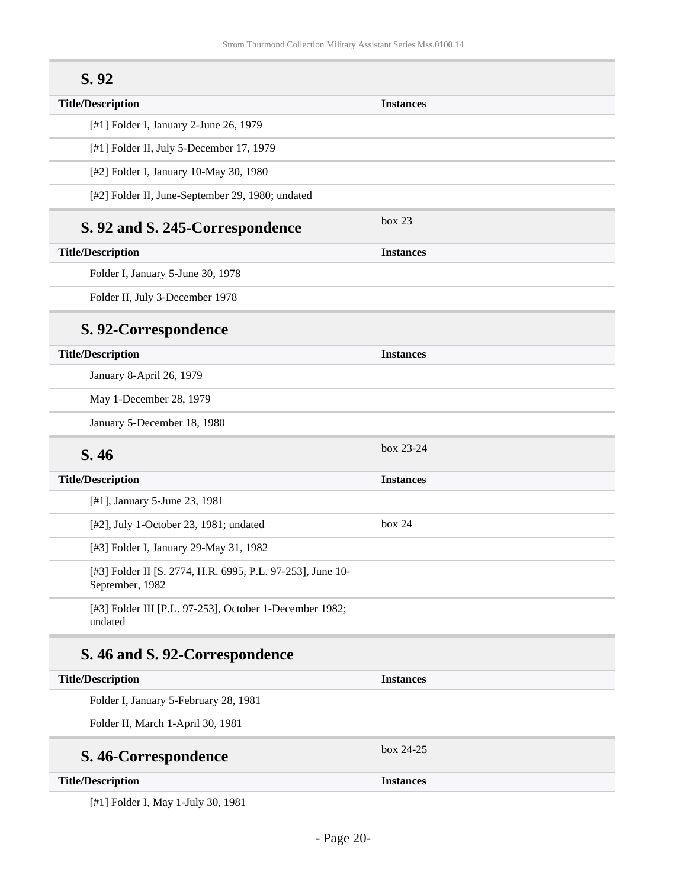## S. 92

| Title/Description | Instances |
| --- | --- |
| [#1] Folder I, January 2-June 26, 1979 | |
| [#1] Folder II, July 5-December 17, 1979 | |
| [#2] Folder I, January 10-May 30, 1980 | |
| [#2] Folder II, June-September 29, 1980; undated | |

## S. 92 and S. 245-Correspondence

box 23

| Title/Description | Instances |
| --- | --- |
| Folder I, January 5-June 30, 1978 | |
| Folder II, July 3-December 1978 | |

## S. 92-Correspondence

| Title/Description | Instances |
| --- | --- |
| January 8-April 26, 1979 | |
| May 1-December 28, 1979 | |
| January 5-December 18, 1980 | |

## S. 46

box 23-24

| Title/Description | Instances |
| --- | --- |
| [#1], January 5-June 23, 1981 | |
| [#2], July 1-October 23, 1981; undated | box 24 |
| [#3] Folder I, January 29-May 31, 1982 | |
| [#3] Folder II [S. 2774, H.R. 6995, P.L. 97-253], June 10-September, 1982 | |
| [#3] Folder III [P.L. 97-253], October 1-December 1982; undated | |

## S. 46 and S. 92-Correspondence

| Title/Description | Instances |
| --- | --- |
| Folder I, January 5-February 28, 1981 | |
| Folder II, March 1-April 30, 1981 | |

## S. 46-Correspondence

box 24-25

| Title/Description | Instances |
| --- | --- |
| [#1] Folder I, May 1-July 30, 1981 | |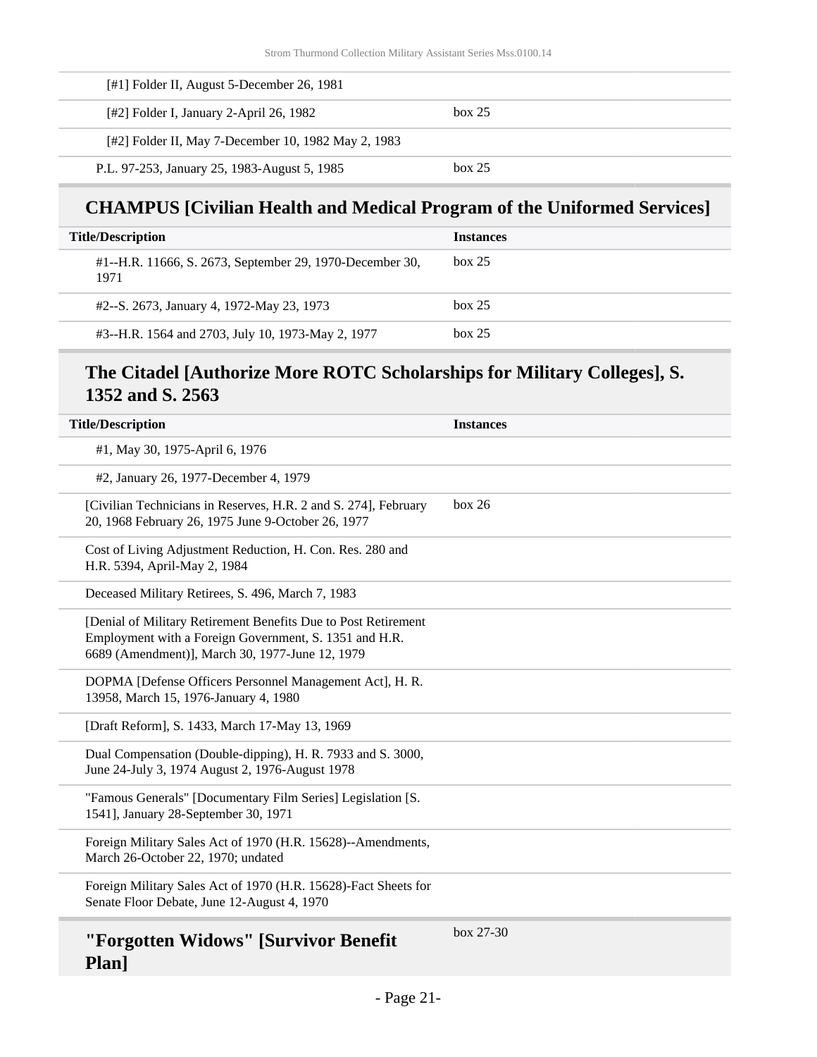| | |
|---|---|
| [#1] Folder II, August 5-December 26, 1981 | |
| [#2] Folder I, January 2-April 26, 1982 | box 25 |
| [#2] Folder II, May 7-December 10, 1982 May 2, 1983 | |
| P.L. 97-253, January 25, 1983-August 5, 1985 | box 25 |

## CHAMPUS [Civilian Health and Medical Program of the Uniformed Services]

| Title/Description | Instances |
|---|---|
| #1--H.R. 11666, S. 2673, September 29, 1970-December 30, 1971 | box 25 |
| #2--S. 2673, January 4, 1972-May 23, 1973 | box 25 |
| #3--H.R. 1564 and 2703, July 10, 1973-May 2, 1977 | box 25 |

## The Citadel [Authorize More ROTC Scholarships for Military Colleges], S. 1352 and S. 2563

| Title/Description | Instances |
|---|---|
| #1, May 30, 1975-April 6, 1976 | |
| #2, January 26, 1977-December 4, 1979 | |
| [Civilian Technicians in Reserves, H.R. 2 and S. 274], February 20, 1968 February 26, 1975 June 9-October 26, 1977 | box 26 |
| Cost of Living Adjustment Reduction, H. Con. Res. 280 and H.R. 5394, April-May 2, 1984 | |
| Deceased Military Retirees, S. 496, March 7, 1983 | |
| [Denial of Military Retirement Benefits Due to Post Retirement Employment with a Foreign Government, S. 1351 and H.R. 6689 (Amendment)], March 30, 1977-June 12, 1979 | |
| DOPMA [Defense Officers Personnel Management Act], H. R. 13958, March 15, 1976-January 4, 1980 | |
| [Draft Reform], S. 1433, March 17-May 13, 1969 | |
| Dual Compensation (Double-dipping), H. R. 7933 and S. 3000, June 24-July 3, 1974 August 2, 1976-August 1978 | |
| "Famous Generals" [Documentary Film Series] Legislation [S. 1541], January 28-September 30, 1971 | |
| Foreign Military Sales Act of 1970 (H.R. 15628)--Amendments, March 26-October 22, 1970; undated | |
| Foreign Military Sales Act of 1970 (H.R. 15628)-Fact Sheets for Senate Floor Debate, June 12-August 4, 1970 | |

## "Forgotten Widows" [Survivor Benefit Plan]

box 27-30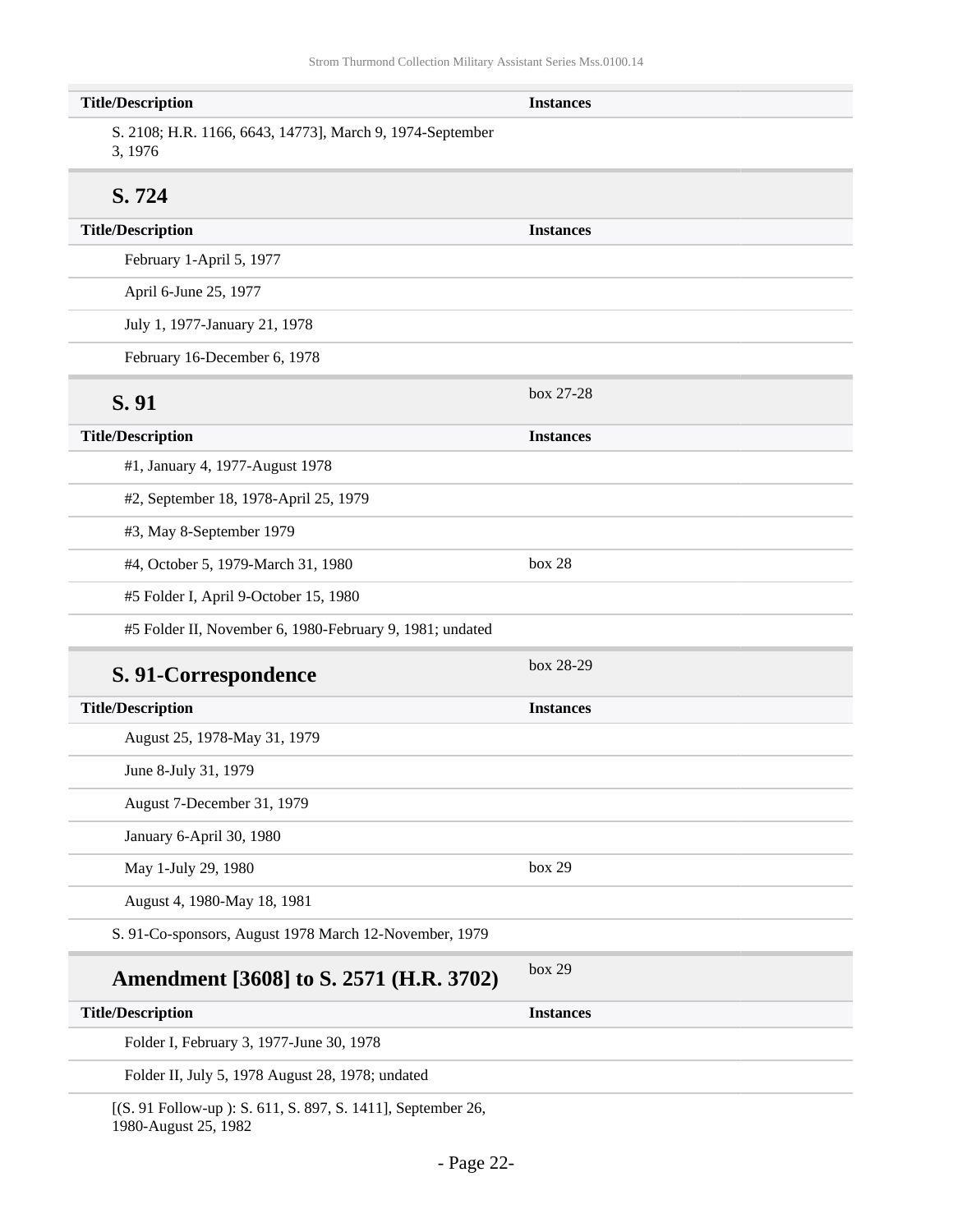| Title/Description | Instances |
| --- | --- |
| S. 2108; H.R. 1166, 6643, 14773], March 9, 1974-September 3, 1976 | |

### S. 724

| Title/Description | Instances |
| --- | --- |
| February 1-April 5, 1977 | |
| April 6-June 25, 1977 | |
| July 1, 1977-January 21, 1978 | |
| February 16-December 6, 1978 | |

### S. 91

box 27-28

| Title/Description | Instances |
| --- | --- |
| #1, January 4, 1977-August 1978 | |
| #2, September 18, 1978-April 25, 1979 | |
| #3, May 8-September 1979 | |
| #4, October 5, 1979-March 31, 1980 | box 28 |
| #5 Folder I, April 9-October 15, 1980 | |
| #5 Folder II, November 6, 1980-February 9, 1981; undated | |

### S. 91-Correspondence

box 28-29

| Title/Description | Instances |
| --- | --- |
| August 25, 1978-May 31, 1979 | |
| June 8-July 31, 1979 | |
| August 7-December 31, 1979 | |
| January 6-April 30, 1980 | |
| May 1-July 29, 1980 | box 29 |
| August 4, 1980-May 18, 1981 | |

S. 91-Co-sponsors, August 1978 March 12-November, 1979

### Amendment [3608] to S. 2571 (H.R. 3702)

box 29

| Title/Description | Instances |
| --- | --- |
| Folder I, February 3, 1977-June 30, 1978 | |
| Folder II, July 5, 1978 August 28, 1978; undated | |

[(S. 91 Follow-up ): S. 611, S. 897, S. 1411], September 26, 1980-August 25, 1982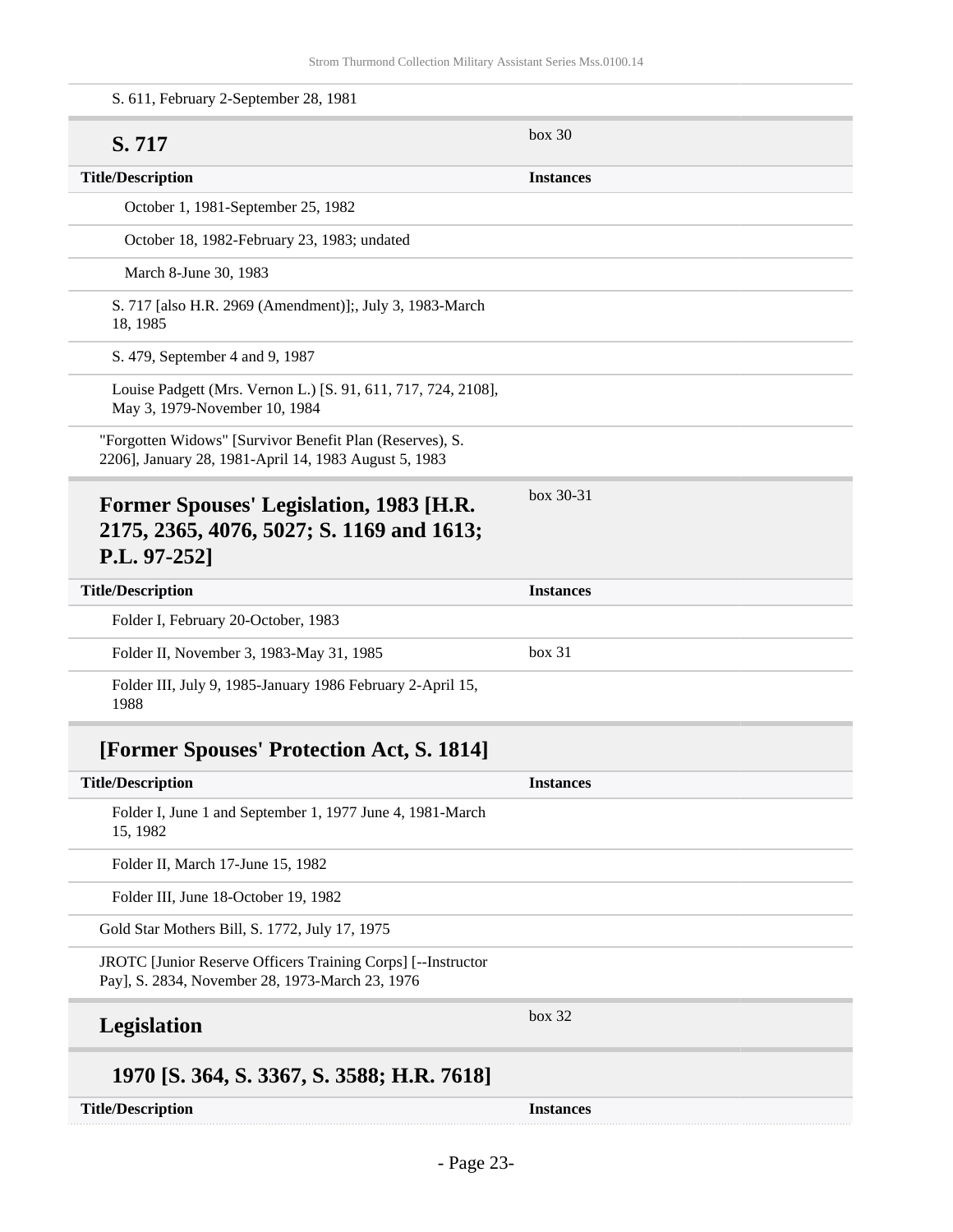S. 611, February 2-September 28, 1981

### S. 717

box 30

| Title/Description | Instances |
| --- | --- |
| October 1, 1981-September 25, 1982 | |
| October 18, 1982-February 23, 1983; undated | |
| March 8-June 30, 1983 | |

S. 717 [also H.R. 2969 (Amendment)];, July 3, 1983-March 18, 1985

S. 479, September 4 and 9, 1987

Louise Padgett (Mrs. Vernon L.) [S. 91, 611, 717, 724, 2108], May 3, 1979-November 10, 1984

"Forgotten Widows" [Survivor Benefit Plan (Reserves), S. 2206], January 28, 1981-April 14, 1983 August 5, 1983

### Former Spouses' Legislation, 1983 [H.R. 2175, 2365, 4076, 5027; S. 1169 and 1613; P.L. 97-252]

box 30-31

| Title/Description | Instances |
| --- | --- |
| Folder I, February 20-October, 1983 | |
| Folder II, November 3, 1983-May 31, 1985 | box 31 |
| Folder III, July 9, 1985-January 1986 February 2-April 15, 1988 | |

### [Former Spouses' Protection Act, S. 1814]

| Title/Description | Instances |
| --- | --- |
| Folder I, June 1 and September 1, 1977 June 4, 1981-March 15, 1982 | |
| Folder II, March 17-June 15, 1982 | |
| Folder III, June 18-October 19, 1982 | |

Gold Star Mothers Bill, S. 1772, July 17, 1975

JROTC [Junior Reserve Officers Training Corps] [--Instructor Pay], S. 2834, November 28, 1973-March 23, 1976

### Legislation

box 32

### 1970 [S. 364, S. 3367, S. 3588; H.R. 7618]

| Title/Description | Instances |
| --- | --- |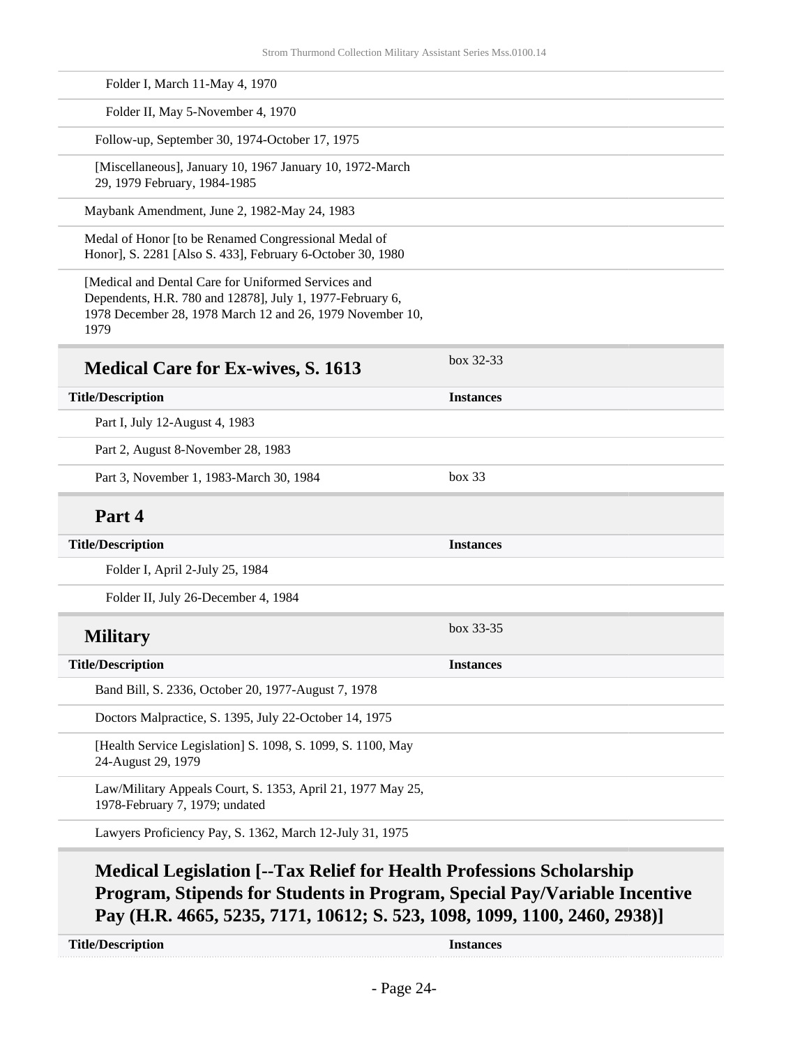| Title/Description | Instances |
|---|---|
| Folder I, March 11-May 4, 1970 | |
| Folder II, May 5-November 4, 1970 | |
| Follow-up, September 30, 1974-October 17, 1975 | |
| [Miscellaneous], January 10, 1967 January 10, 1972-March 29, 1979 February, 1984-1985 | |
| Maybank Amendment, June 2, 1982-May 24, 1983 | |
| Medal of Honor [to be Renamed Congressional Medal of Honor], S. 2281 [Also S. 433], February 6-October 30, 1980 | |
| [Medical and Dental Care for Uniformed Services and Dependents, H.R. 780 and 12878], July 1, 1977-February 6, 1978 December 28, 1978 March 12 and 26, 1979 November 10, 1979 | |

### Medical Care for Ex-wives, S. 1613

box 32-33

| Title/Description | Instances |
|---|---|
| Part I, July 12-August 4, 1983 | |
| Part 2, August 8-November 28, 1983 | |
| Part 3, November 1, 1983-March 30, 1984 | box 33 |

### Part 4

| Title/Description | Instances |
|---|---|
| Folder I, April 2-July 25, 1984 | |
| Folder II, July 26-December 4, 1984 | |

### Military

box 33-35

| Title/Description | Instances |
|---|---|
| Band Bill, S. 2336, October 20, 1977-August 7, 1978 | |
| Doctors Malpractice, S. 1395, July 22-October 14, 1975 | |
| [Health Service Legislation] S. 1098, S. 1099, S. 1100, May 24-August 29, 1979 | |
| Law/Military Appeals Court, S. 1353, April 21, 1977 May 25, 1978-February 7, 1979; undated | |
| Lawyers Proficiency Pay, S. 1362, March 12-July 31, 1975 | |

### Medical Legislation [--Tax Relief for Health Professions Scholarship Program, Stipends for Students in Program, Special Pay/Variable Incentive Pay (H.R. 4665, 5235, 7171, 10612; S. 523, 1098, 1099, 1100, 2460, 2938)]

| Title/Description | Instances |
|---|---|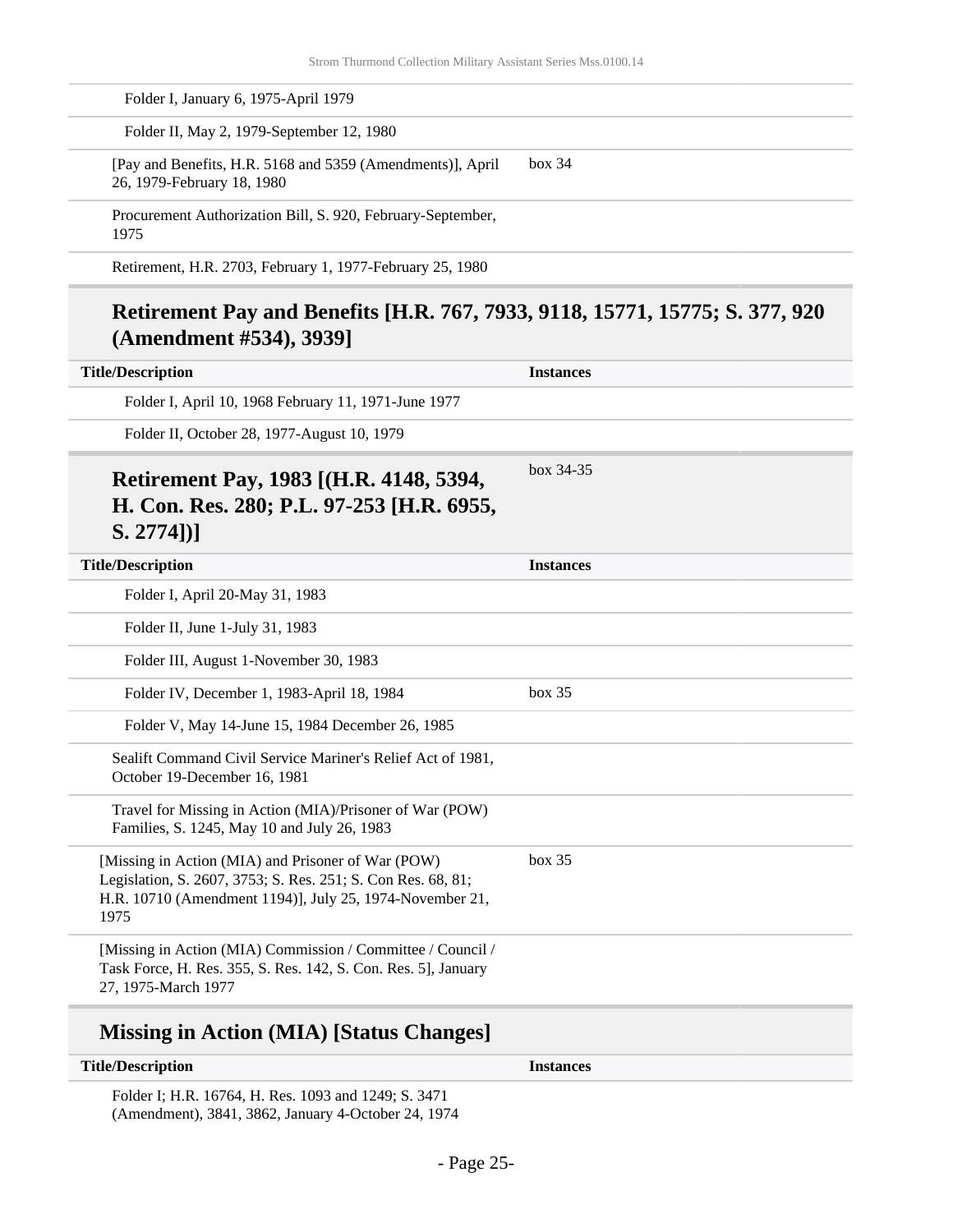| Title/Description | Instances |
|---|---|
| Folder I, January 6, 1975-April 1979 | |
| Folder II, May 2, 1979-September 12, 1980 | |
| [Pay and Benefits, H.R. 5168 and 5359 (Amendments)], April 26, 1979-February 18, 1980 | box 34 |
| Procurement Authorization Bill, S. 920, February-September, 1975 | |
| Retirement, H.R. 2703, February 1, 1977-February 25, 1980 | |

## Retirement Pay and Benefits [H.R. 767, 7933, 9118, 15771, 15775; S. 377, 920 (Amendment #534), 3939]

| Title/Description | Instances |
|---|---|
| Folder I, April 10, 1968 February 11, 1971-June 1977 | |
| Folder II, October 28, 1977-August 10, 1979 | |

## Retirement Pay, 1983 [(H.R. 4148, 5394, H. Con. Res. 280; P.L. 97-253 [H.R. 6955, S. 2774])]

box 34-35

| Title/Description | Instances |
|---|---|
| Folder I, April 20-May 31, 1983 | |
| Folder II, June 1-July 31, 1983 | |
| Folder III, August 1-November 30, 1983 | |
| Folder IV, December 1, 1983-April 18, 1984 | box 35 |
| Folder V, May 14-June 15, 1984 December 26, 1985 | |
| Sealift Command Civil Service Mariner's Relief Act of 1981, October 19-December 16, 1981 | |
| Travel for Missing in Action (MIA)/Prisoner of War (POW) Families, S. 1245, May 10 and July 26, 1983 | |
| [Missing in Action (MIA) and Prisoner of War (POW) Legislation, S. 2607, 3753; S. Res. 251; S. Con Res. 68, 81; H.R. 10710 (Amendment 1194)], July 25, 1974-November 21, 1975 | box 35 |
| [Missing in Action (MIA) Commission / Committee / Council / Task Force, H. Res. 355, S. Res. 142, S. Con. Res. 5], January 27, 1975-March 1977 | |

## Missing in Action (MIA) [Status Changes]

| Title/Description | Instances |
|---|---|
| Folder I; H.R. 16764, H. Res. 1093 and 1249; S. 3471 (Amendment), 3841, 3862, January 4-October 24, 1974 | |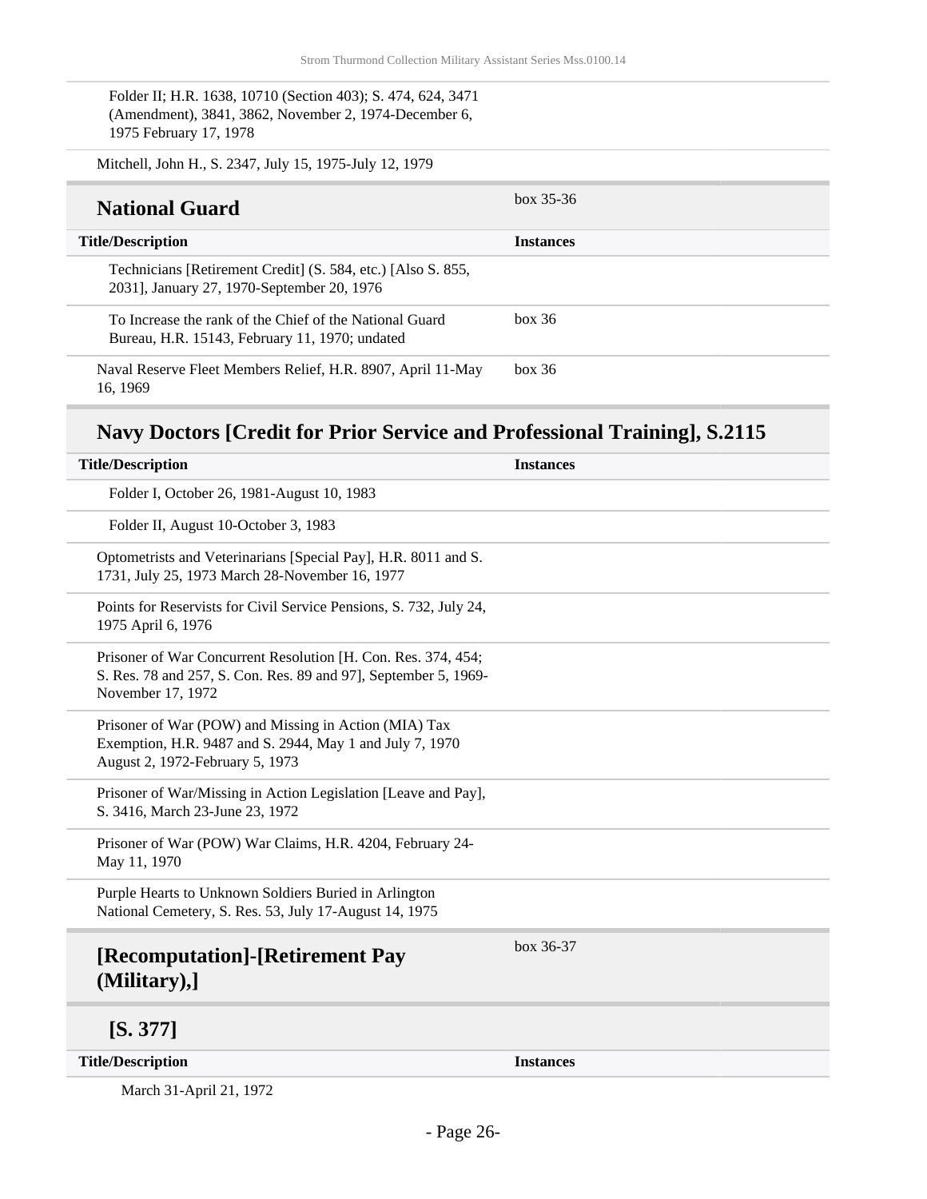| | |
|---|---|
| Folder II; H.R. 1638, 10710 (Section 403); S. 474, 624, 3471 (Amendment), 3841, 3862, November 2, 1974-December 6, 1975 February 17, 1978 | |
| Mitchell, John H., S. 2347, July 15, 1975-July 12, 1979 | |

## National Guard

box 35-36

| Title/Description | Instances |
|---|---|
| Technicians [Retirement Credit] (S. 584, etc.) [Also S. 855, 2031], January 27, 1970-September 20, 1976 | |
| To Increase the rank of the Chief of the National Guard Bureau, H.R. 15143, February 11, 1970; undated | box 36 |
| Naval Reserve Fleet Members Relief, H.R. 8907, April 11-May 16, 1969 | box 36 |

## Navy Doctors [Credit for Prior Service and Professional Training], S.2115

| Title/Description | Instances |
|---|---|
| Folder I, October 26, 1981-August 10, 1983 | |
| Folder II, August 10-October 3, 1983 | |
| Optometrists and Veterinarians [Special Pay], H.R. 8011 and S. 1731, July 25, 1973 March 28-November 16, 1977 | |
| Points for Reservists for Civil Service Pensions, S. 732, July 24, 1975 April 6, 1976 | |
| Prisoner of War Concurrent Resolution [H. Con. Res. 374, 454; S. Res. 78 and 257, S. Con. Res. 89 and 97], September 5, 1969-November 17, 1972 | |
| Prisoner of War (POW) and Missing in Action (MIA) Tax Exemption, H.R. 9487 and S. 2944, May 1 and July 7, 1970 August 2, 1972-February 5, 1973 | |
| Prisoner of War/Missing in Action Legislation [Leave and Pay], S. 3416, March 23-June 23, 1972 | |
| Prisoner of War (POW) War Claims, H.R. 4204, February 24-May 11, 1970 | |
| Purple Hearts to Unknown Soldiers Buried in Arlington National Cemetery, S. Res. 53, July 17-August 14, 1975 | |

## [Recomputation]-[Retirement Pay (Military),]

box 36-37

### [S. 377]

| Title/Description | Instances |
|---|---|
| March 31-April 21, 1972 | |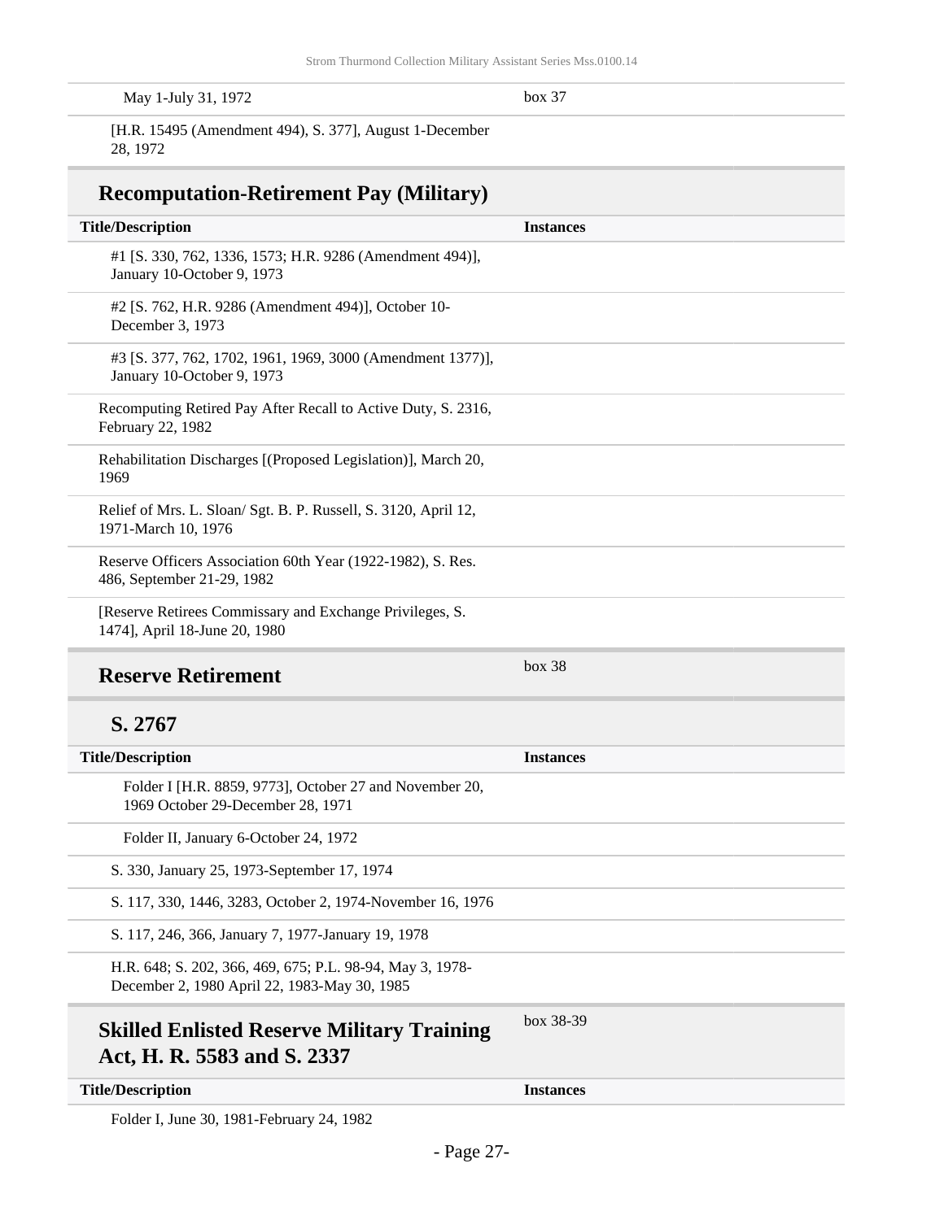| | |
|---|---|
| May 1-July 31, 1972 | box 37 |
| [H.R. 15495 (Amendment 494), S. 377], August 1-December 28, 1972 | |

## Recomputation-Retirement Pay (Military)

| Title/Description | Instances |
|---|---|
| #1 [S. 330, 762, 1336, 1573; H.R. 9286 (Amendment 494)], January 10-October 9, 1973 | |
| #2 [S. 762, H.R. 9286 (Amendment 494)], October 10-December 3, 1973 | |
| #3 [S. 377, 762, 1702, 1961, 1969, 3000 (Amendment 1377)], January 10-October 9, 1973 | |
| Recomputing Retired Pay After Recall to Active Duty, S. 2316, February 22, 1982 | |
| Rehabilitation Discharges [(Proposed Legislation)], March 20, 1969 | |
| Relief of Mrs. L. Sloan/ Sgt. B. P. Russell, S. 3120, April 12, 1971-March 10, 1976 | |
| Reserve Officers Association 60th Year (1922-1982), S. Res. 486, September 21-29, 1982 | |
| [Reserve Retirees Commissary and Exchange Privileges, S. 1474], April 18-June 20, 1980 | |

## Reserve Retirement

box 38

### S. 2767

| Title/Description | Instances |
|---|---|
| Folder I [H.R. 8859, 9773], October 27 and November 20, 1969 October 29-December 28, 1971 | |
| Folder II, January 6-October 24, 1972 | |
| S. 330, January 25, 1973-September 17, 1974 | |
| S. 117, 330, 1446, 3283, October 2, 1974-November 16, 1976 | |
| S. 117, 246, 366, January 7, 1977-January 19, 1978 | |
| H.R. 648; S. 202, 366, 469, 675; P.L. 98-94, May 3, 1978-December 2, 1980 April 22, 1983-May 30, 1985 | |

## Skilled Enlisted Reserve Military Training Act, H. R. 5583 and S. 2337

box 38-39

| Title/Description | Instances |
|---|---|
| Folder I, June 30, 1981-February 24, 1982 | |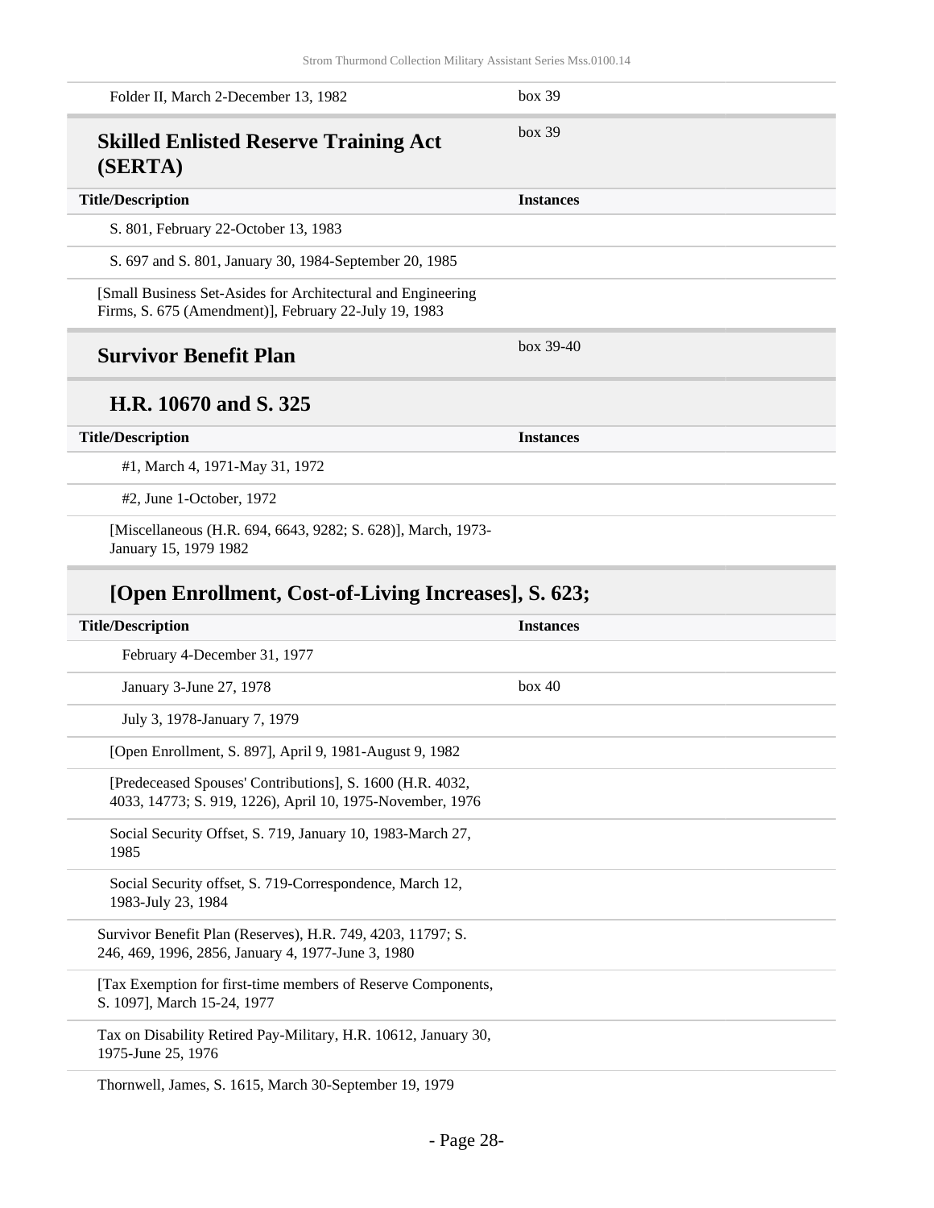| | |
|---|---|
| Folder II, March 2-December 13, 1982 | box 39 |

## Skilled Enlisted Reserve Training Act (SERTA)

box 39

| Title/Description | Instances |
|---|---|
| S. 801, February 22-October 13, 1983 | |
| S. 697 and S. 801, January 30, 1984-September 20, 1985 | |
| [Small Business Set-Asides for Architectural and Engineering Firms, S. 675 (Amendment)], February 22-July 19, 1983 | |

## Survivor Benefit Plan

box 39-40

### H.R. 10670 and S. 325

| Title/Description | Instances |
|---|---|
| #1, March 4, 1971-May 31, 1972 | |
| #2, June 1-October, 1972 | |
| [Miscellaneous (H.R. 694, 6643, 9282; S. 628)], March, 1973-January 15, 1979 1982 | |

### [Open Enrollment, Cost-of-Living Increases], S. 623;

| Title/Description | Instances |
|---|---|
| February 4-December 31, 1977 | |
| January 3-June 27, 1978 | box 40 |
| July 3, 1978-January 7, 1979 | |
| [Open Enrollment, S. 897], April 9, 1981-August 9, 1982 | |
| [Predeceased Spouses' Contributions], S. 1600 (H.R. 4032, 4033, 14773; S. 919, 1226), April 10, 1975-November, 1976 | |
| Social Security Offset, S. 719, January 10, 1983-March 27, 1985 | |
| Social Security offset, S. 719-Correspondence, March 12, 1983-July 23, 1984 | |
| Survivor Benefit Plan (Reserves), H.R. 749, 4203, 11797; S. 246, 469, 1996, 2856, January 4, 1977-June 3, 1980 | |
| [Tax Exemption for first-time members of Reserve Components, S. 1097], March 15-24, 1977 | |
| Tax on Disability Retired Pay-Military, H.R. 10612, January 30, 1975-June 25, 1976 | |
| Thornwell, James, S. 1615, March 30-September 19, 1979 | |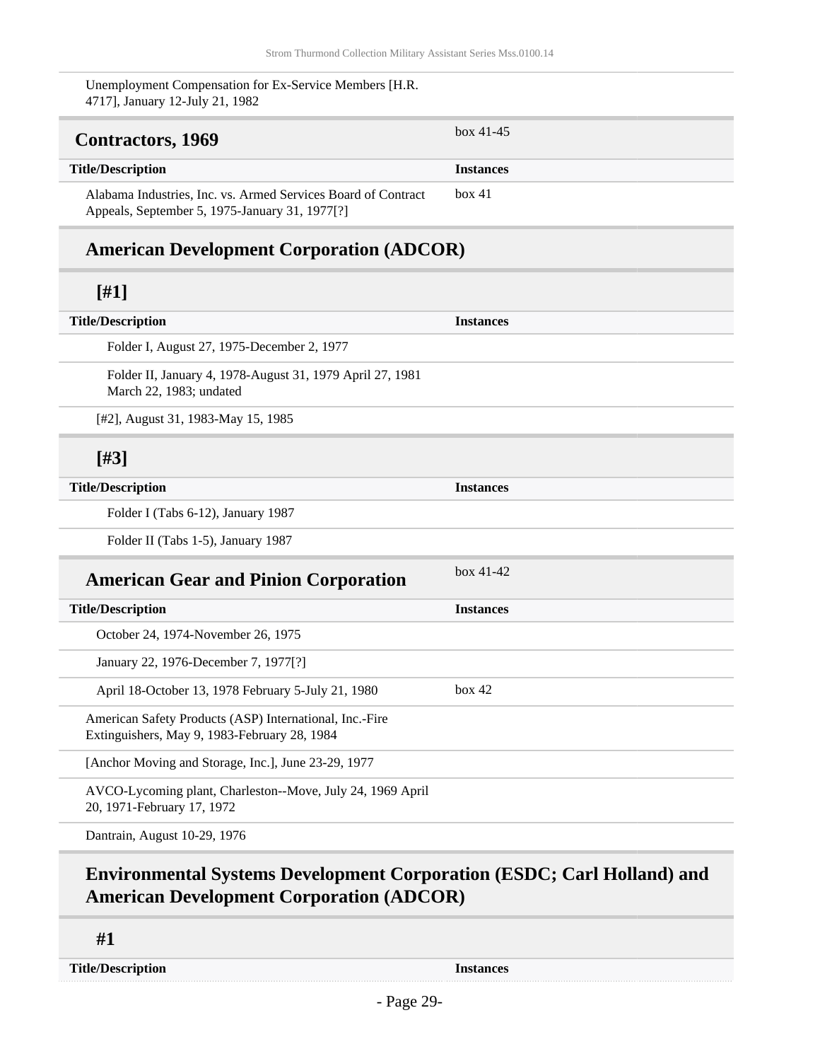Unemployment Compensation for Ex-Service Members [H.R. 4717], January 12-July 21, 1982

## Contractors, 1969

box 41-45

| Title/Description | Instances |
| --- | --- |
| Alabama Industries, Inc. vs. Armed Services Board of Contract Appeals, September 5, 1975-January 31, 1977[?] | box 41 |

### American Development Corporation (ADCOR)

#### [#1]

| Title/Description | Instances |
| --- | --- |
| Folder I, August 27, 1975-December 2, 1977 | |
| Folder II, January 4, 1978-August 31, 1979 April 27, 1981 March 22, 1983; undated | |

[#2], August 31, 1983-May 15, 1985

#### [#3]

| Title/Description | Instances |
| --- | --- |
| Folder I (Tabs 6-12), January 1987 | |
| Folder II (Tabs 1-5), January 1987 | |

### American Gear and Pinion Corporation

box 41-42

| Title/Description | Instances |
| --- | --- |
| October 24, 1974-November 26, 1975 | |
| January 22, 1976-December 7, 1977[?] | |
| April 18-October 13, 1978 February 5-July 21, 1980 | box 42 |

American Safety Products (ASP) International, Inc.-Fire Extinguishers, May 9, 1983-February 28, 1984

[Anchor Moving and Storage, Inc.], June 23-29, 1977

AVCO-Lycoming plant, Charleston--Move, July 24, 1969 April 20, 1971-February 17, 1972

Dantrain, August 10-29, 1976

### Environmental Systems Development Corporation (ESDC; Carl Holland) and American Development Corporation (ADCOR)

#### #1

| Title/Description | Instances |
| --- | --- |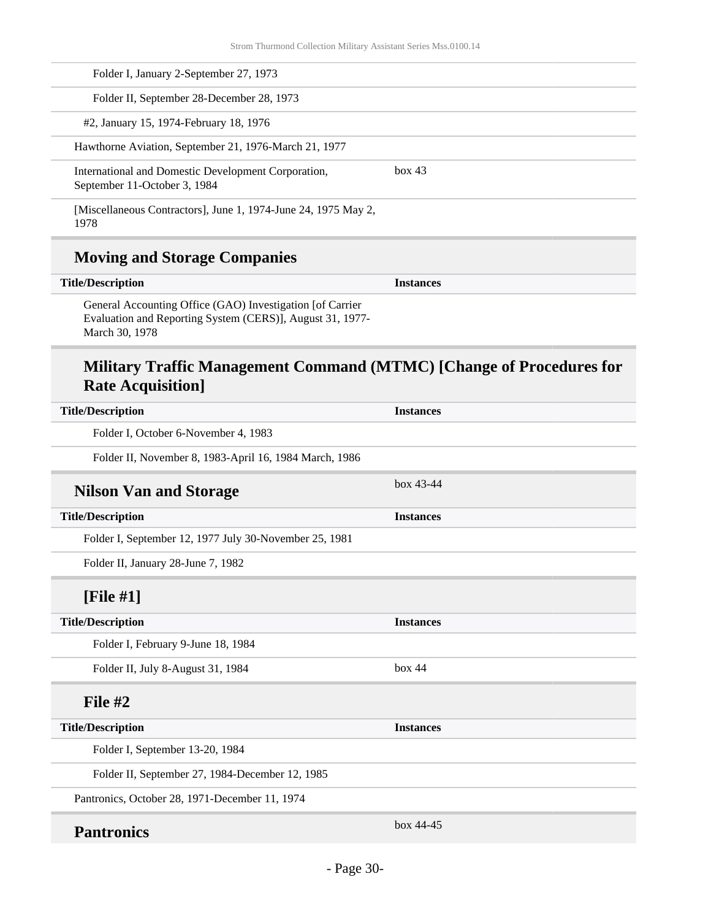| | |
|---|---|
| Folder I, January 2-September 27, 1973 | |
| Folder II, September 28-December 28, 1973 | |
| #2, January 15, 1974-February 18, 1976 | |
| Hawthorne Aviation, September 21, 1976-March 21, 1977 | |
| International and Domestic Development Corporation, September 11-October 3, 1984 | box 43 |
| [Miscellaneous Contractors], June 1, 1974-June 24, 1975 May 2, 1978 | |

### Moving and Storage Companies

| Title/Description | Instances |
|---|---|
| General Accounting Office (GAO) Investigation [of Carrier Evaluation and Reporting System (CERS)], August 31, 1977-March 30, 1978 | |

### Military Traffic Management Command (MTMC) [Change of Procedures for Rate Acquisition]

| Title/Description | Instances |
|---|---|
| Folder I, October 6-November 4, 1983 | |
| Folder II, November 8, 1983-April 16, 1984 March, 1986 | |

### Nilson Van and Storage

box 43-44

| Title/Description | Instances |
|---|---|
| Folder I, September 12, 1977 July 30-November 25, 1981 | |
| Folder II, January 28-June 7, 1982 | |

### [File #1]

| Title/Description | Instances |
|---|---|
| Folder I, February 9-June 18, 1984 | |
| Folder II, July 8-August 31, 1984 | box 44 |

### File #2

| Title/Description | Instances |
|---|---|
| Folder I, September 13-20, 1984 | |
| Folder II, September 27, 1984-December 12, 1985 | |

Pantronics, October 28, 1971-December 11, 1974

### Pantronics

box 44-45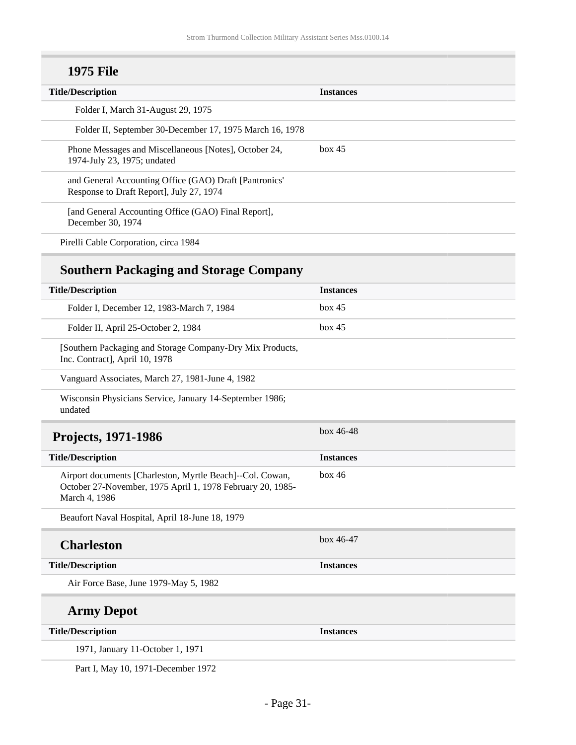### 1975 File

| Title/Description | Instances |
|---|---|
| Folder I, March 31-August 29, 1975 | |
| Folder II, September 30-December 17, 1975 March 16, 1978 | |
| Phone Messages and Miscellaneous [Notes], October 24, 1974-July 23, 1975; undated | box 45 |
| and General Accounting Office (GAO) Draft [Pantronics' Response to Draft Report], July 27, 1974 | |
| [and General Accounting Office (GAO) Final Report], December 30, 1974 | |
| Pirelli Cable Corporation, circa 1984 | |

### Southern Packaging and Storage Company

| Title/Description | Instances |
|---|---|
| Folder I, December 12, 1983-March 7, 1984 | box 45 |
| Folder II, April 25-October 2, 1984 | box 45 |
| [Southern Packaging and Storage Company-Dry Mix Products, Inc. Contract], April 10, 1978 | |
| Vanguard Associates, March 27, 1981-June 4, 1982 | |
| Wisconsin Physicians Service, January 14-September 1986; undated | |

## Projects, 1971-1986

box 46-48

| Title/Description | Instances |
|---|---|
| Airport documents [Charleston, Myrtle Beach]--Col. Cowan, October 27-November, 1975 April 1, 1978 February 20, 1985-March 4, 1986 | box 46 |
| Beaufort Naval Hospital, April 18-June 18, 1979 | |

### Charleston

box 46-47

| Title/Description | Instances |
|---|---|
| Air Force Base, June 1979-May 5, 1982 | |

### Army Depot

| Title/Description | Instances |
|---|---|
| 1971, January 11-October 1, 1971 | |
| Part I, May 10, 1971-December 1972 | |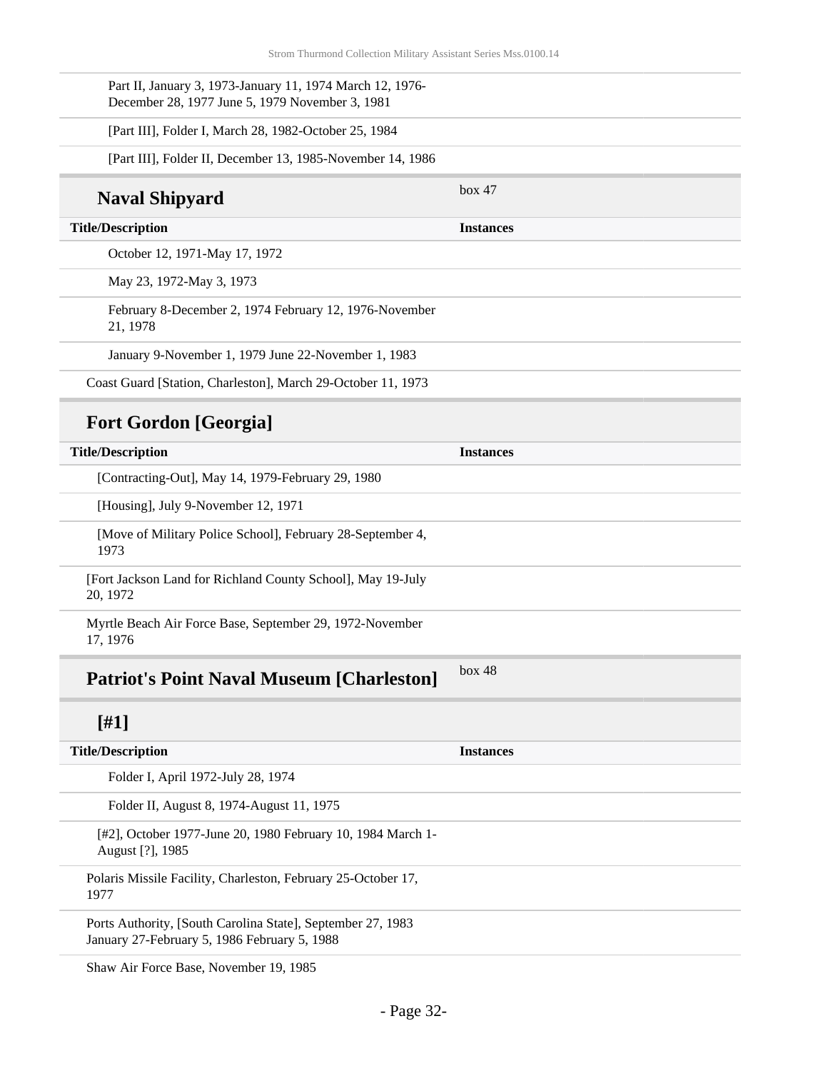Part II, January 3, 1973-January 11, 1974 March 12, 1976-December 28, 1977 June 5, 1979 November 3, 1981

[Part III], Folder I, March 28, 1982-October 25, 1984

[Part III], Folder II, December 13, 1985-November 14, 1986

### Naval Shipyard

box 47

| Title/Description | Instances |
|---|---|
| October 12, 1971-May 17, 1972 | |
| May 23, 1972-May 3, 1973 | |
| February 8-December 2, 1974 February 12, 1976-November 21, 1978 | |
| January 9-November 1, 1979 June 22-November 1, 1983 | |

Coast Guard [Station, Charleston], March 29-October 11, 1973

## Fort Gordon [Georgia]

| Title/Description | Instances |
|---|---|
| [Contracting-Out], May 14, 1979-February 29, 1980 | |
| [Housing], July 9-November 12, 1971 | |
| [Move of Military Police School], February 28-September 4, 1973 | |

[Fort Jackson Land for Richland County School], May 19-July 20, 1972

Myrtle Beach Air Force Base, September 29, 1972-November 17, 1976

## Patriot's Point Naval Museum [Charleston]

box 48

### [#1]

| Title/Description | Instances |
|---|---|
| Folder I, April 1972-July 28, 1974 | |
| Folder II, August 8, 1974-August 11, 1975 | |

[#2], October 1977-June 20, 1980 February 10, 1984 March 1-August [?], 1985

Polaris Missile Facility, Charleston, February 25-October 17, 1977

Ports Authority, [South Carolina State], September 27, 1983 January 27-February 5, 1986 February 5, 1988

Shaw Air Force Base, November 19, 1985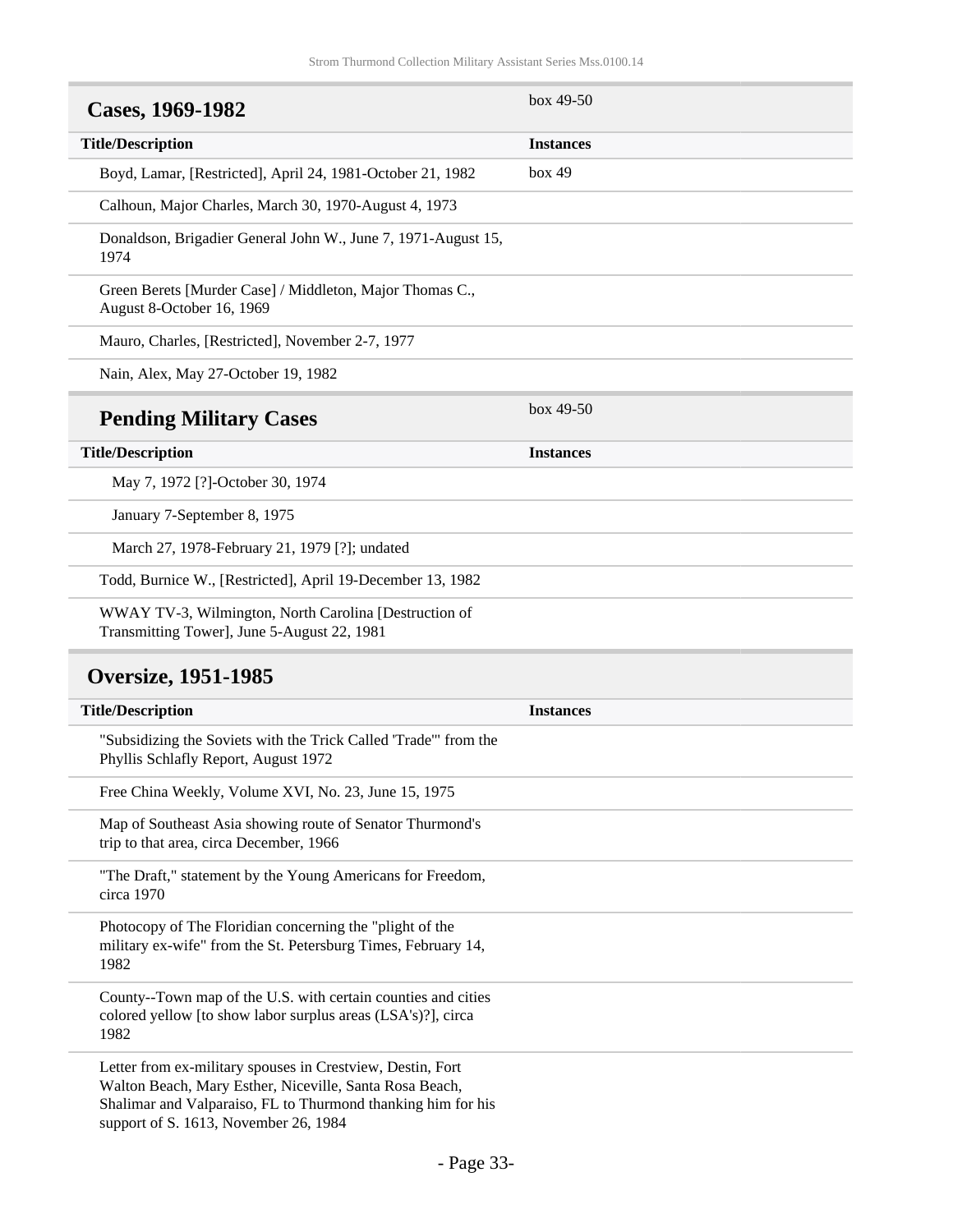## Cases, 1969-1982

box 49-50

| Title/Description | Instances |
|---|---|
| Boyd, Lamar, [Restricted], April 24, 1981-October 21, 1982 | box 49 |
| Calhoun, Major Charles, March 30, 1970-August 4, 1973 | |
| Donaldson, Brigadier General John W., June 7, 1971-August 15, 1974 | |
| Green Berets [Murder Case] / Middleton, Major Thomas C., August 8-October 16, 1969 | |
| Mauro, Charles, [Restricted], November 2-7, 1977 | |
| Nain, Alex, May 27-October 19, 1982 | |

### Pending Military Cases

box 49-50

| Title/Description | Instances |
|---|---|
| May 7, 1972 [?]-October 30, 1974 | |
| January 7-September 8, 1975 | |
| March 27, 1978-February 21, 1979 [?]; undated | |

| Title/Description | Instances |
|---|---|
| Todd, Burnice W., [Restricted], April 19-December 13, 1982 | |
| WWAY TV-3, Wilmington, North Carolina [Destruction of Transmitting Tower], June 5-August 22, 1981 | |

## Oversize, 1951-1985

| Title/Description | Instances |
|---|---|
| "Subsidizing the Soviets with the Trick Called 'Trade'" from the Phyllis Schlafly Report, August 1972 | |
| Free China Weekly, Volume XVI, No. 23, June 15, 1975 | |
| Map of Southeast Asia showing route of Senator Thurmond's trip to that area, circa December, 1966 | |
| "The Draft," statement by the Young Americans for Freedom, circa 1970 | |
| Photocopy of The Floridian concerning the "plight of the military ex-wife" from the St. Petersburg Times, February 14, 1982 | |
| County--Town map of the U.S. with certain counties and cities colored yellow [to show labor surplus areas (LSA's)?], circa 1982 | |
| Letter from ex-military spouses in Crestview, Destin, Fort Walton Beach, Mary Esther, Niceville, Santa Rosa Beach, Shalimar and Valparaiso, FL to Thurmond thanking him for his support of S. 1613, November 26, 1984 | |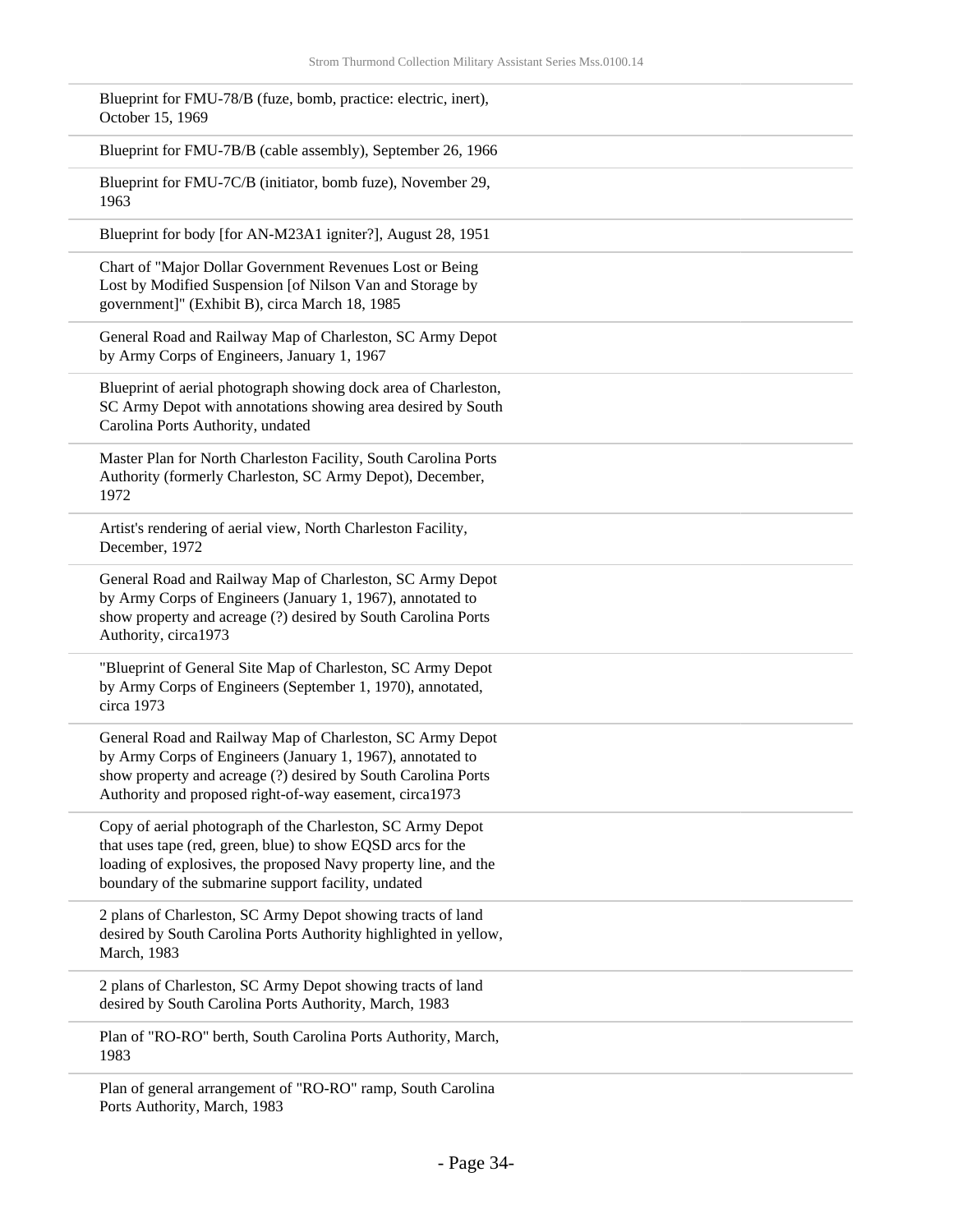Blueprint for FMU-78/B (fuze, bomb, practice: electric, inert), October 15, 1969

Blueprint for FMU-7B/B (cable assembly), September 26, 1966

Blueprint for FMU-7C/B (initiator, bomb fuze), November 29, 1963

Blueprint for body [for AN-M23A1 igniter?], August 28, 1951

Chart of "Major Dollar Government Revenues Lost or Being Lost by Modified Suspension [of Nilson Van and Storage by government]" (Exhibit B), circa March 18, 1985

General Road and Railway Map of Charleston, SC Army Depot by Army Corps of Engineers, January 1, 1967

Blueprint of aerial photograph showing dock area of Charleston, SC Army Depot with annotations showing area desired by South Carolina Ports Authority, undated

Master Plan for North Charleston Facility, South Carolina Ports Authority (formerly Charleston, SC Army Depot), December, 1972

Artist's rendering of aerial view, North Charleston Facility, December, 1972

General Road and Railway Map of Charleston, SC Army Depot by Army Corps of Engineers (January 1, 1967), annotated to show property and acreage (?) desired by South Carolina Ports Authority, circa1973

"Blueprint of General Site Map of Charleston, SC Army Depot by Army Corps of Engineers (September 1, 1970), annotated, circa 1973

General Road and Railway Map of Charleston, SC Army Depot by Army Corps of Engineers (January 1, 1967), annotated to show property and acreage (?) desired by South Carolina Ports Authority and proposed right-of-way easement, circa1973

Copy of aerial photograph of the Charleston, SC Army Depot that uses tape (red, green, blue) to show EQSD arcs for the loading of explosives, the proposed Navy property line, and the boundary of the submarine support facility, undated

2 plans of Charleston, SC Army Depot showing tracts of land desired by South Carolina Ports Authority highlighted in yellow, March, 1983

2 plans of Charleston, SC Army Depot showing tracts of land desired by South Carolina Ports Authority, March, 1983

Plan of "RO-RO" berth, South Carolina Ports Authority, March, 1983

Plan of general arrangement of "RO-RO" ramp, South Carolina Ports Authority, March, 1983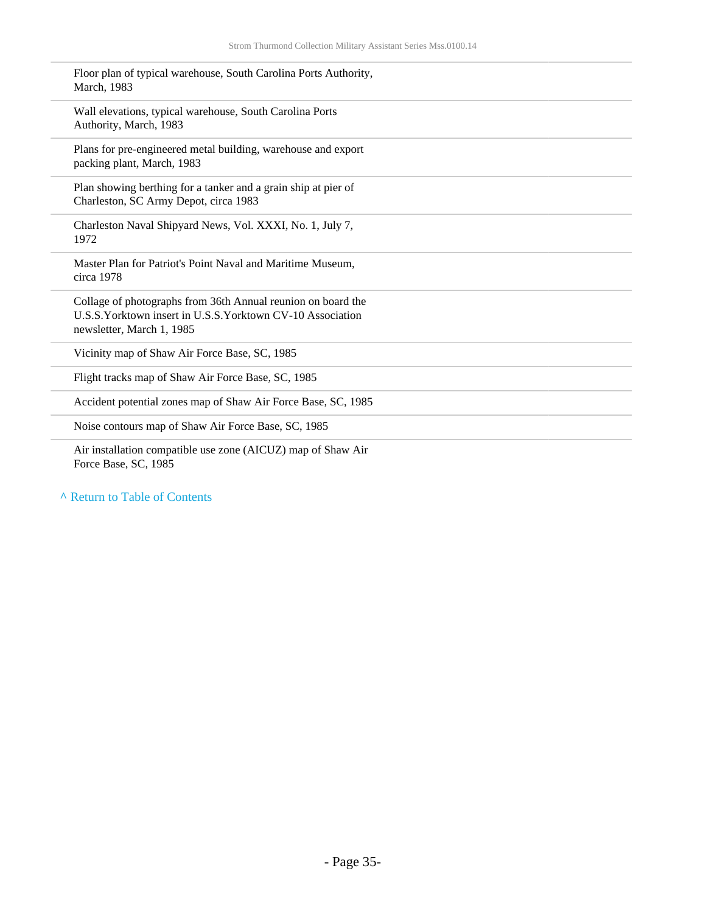Floor plan of typical warehouse, South Carolina Ports Authority, March, 1983

Wall elevations, typical warehouse, South Carolina Ports Authority, March, 1983

Plans for pre-engineered metal building, warehouse and export packing plant, March, 1983

Plan showing berthing for a tanker and a grain ship at pier of Charleston, SC Army Depot, circa 1983

Charleston Naval Shipyard News, Vol. XXXI, No. 1, July 7, 1972

Master Plan for Patriot's Point Naval and Maritime Museum, circa 1978

Collage of photographs from 36th Annual reunion on board the U.S.S.Yorktown insert in U.S.S.Yorktown CV-10 Association newsletter, March 1, 1985

Vicinity map of Shaw Air Force Base, SC, 1985

Flight tracks map of Shaw Air Force Base, SC, 1985

Accident potential zones map of Shaw Air Force Base, SC, 1985

Noise contours map of Shaw Air Force Base, SC, 1985

Air installation compatible use zone (AICUZ) map of Shaw Air Force Base, SC, 1985

^ Return to Table of Contents